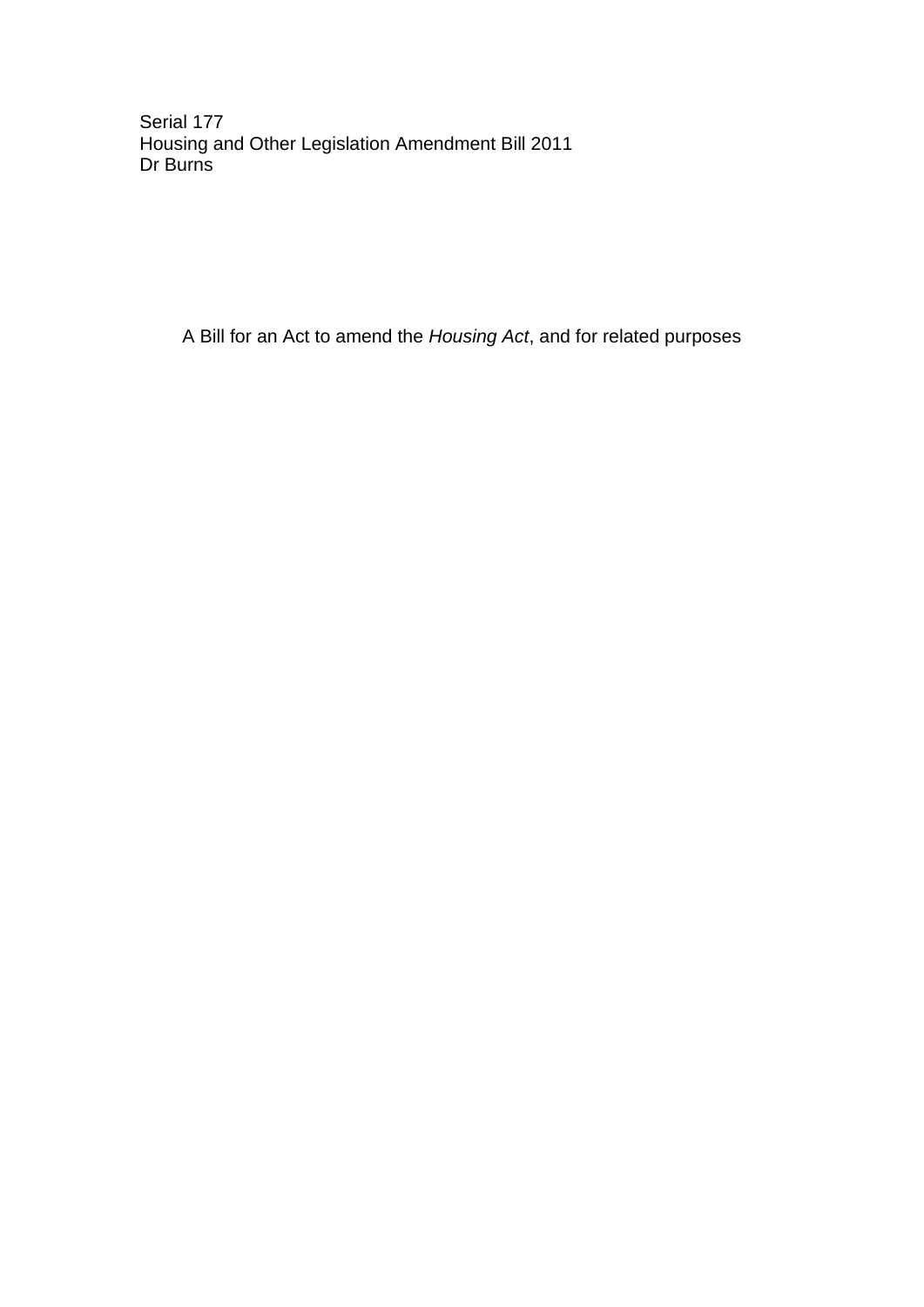Serial 177
Housing and Other Legislation Amendment Bill 2011
Dr Burns

A Bill for an Act to amend the *Housing Act*, and for related purposes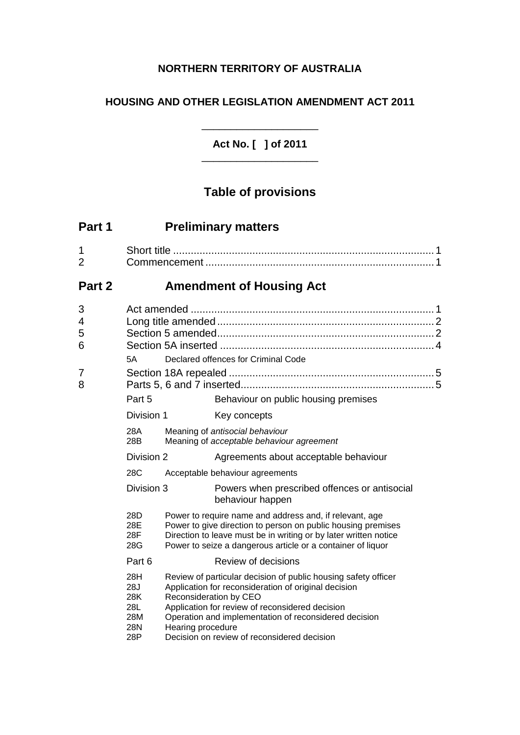**NORTHERN TERRITORY OF AUSTRALIA**

**HOUSING AND OTHER LEGISLATION AMENDMENT ACT 2011**

---

**Act No. [ ] of 2011**

---

## Table of provisions

## Part 1 Preliminary matters

1 Short title ........................................................................................ 1
2 Commencement ............................................................................. 1

## Part 2 Amendment of Housing Act

3 Act amended .................................................................................. 1
4 Long title amended ......................................................................... 2
5 Section 5 amended .......................................................................... 2
6 Section 5A inserted ......................................................................... 4

5A Declared offences for Criminal Code

7 Section 18A repealed ...................................................................... 5
8 Parts 5, 6 and 7 inserted.................................................................. 5

Part 5 Behaviour on public housing premises

Division 1 Key concepts

28A Meaning of *antisocial behaviour*
28B Meaning of *acceptable behaviour agreement*

Division 2 Agreements about acceptable behaviour

28C Acceptable behaviour agreements

Division 3 Powers when prescribed offences or antisocial behaviour happen

28D Power to require name and address and, if relevant, age
28E Power to give direction to person on public housing premises
28F Direction to leave must be in writing or by later written notice
28G Power to seize a dangerous article or a container of liquor

Part 6 Review of decisions

28H Review of particular decision of public housing safety officer
28J Application for reconsideration of original decision
28K Reconsideration by CEO
28L Application for review of reconsidered decision
28M Operation and implementation of reconsidered decision
28N Hearing procedure
28P Decision on review of reconsidered decision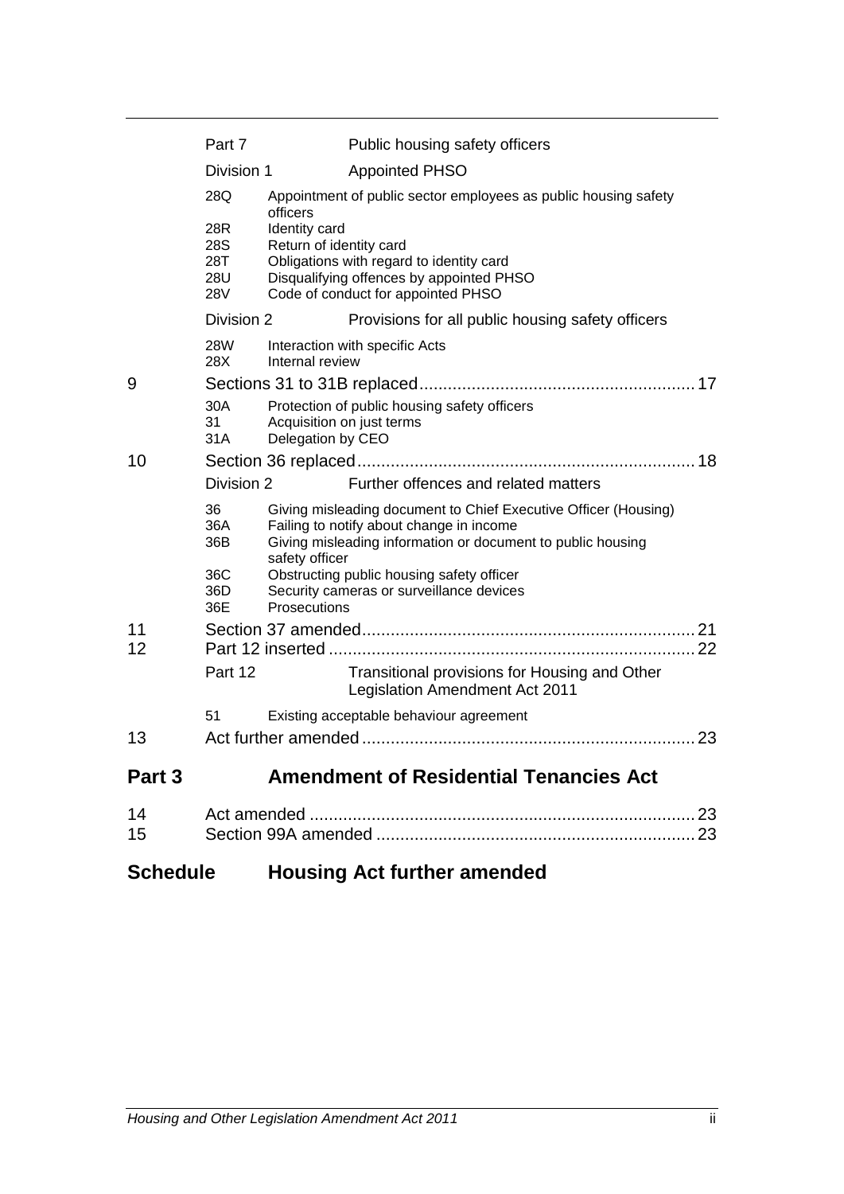Part 7 Public housing safety officers

Division 1 Appointed PHSO

28Q Appointment of public sector employees as public housing safety officers
28R Identity card
28S Return of identity card
28T Obligations with regard to identity card
28U Disqualifying offences by appointed PHSO
28V Code of conduct for appointed PHSO

Division 2 Provisions for all public housing safety officers

28W Interaction with specific Acts
28X Internal review

9 Sections 31 to 31B replaced .......... 17

30A Protection of public housing safety officers
31 Acquisition on just terms
31A Delegation by CEO

10 Section 36 replaced .......... 18

Division 2 Further offences and related matters

36 Giving misleading document to Chief Executive Officer (Housing)
36A Failing to notify about change in income
36B Giving misleading information or document to public housing safety officer
36C Obstructing public housing safety officer
36D Security cameras or surveillance devices
36E Prosecutions

11 Section 37 amended .......... 21
12 Part 12 inserted .......... 22

Part 12 Transitional provisions for Housing and Other Legislation Amendment Act 2011

51 Existing acceptable behaviour agreement

13 Act further amended .......... 23

## Part 3 Amendment of Residential Tenancies Act

14 Act amended .......... 23
15 Section 99A amended .......... 23

## Schedule Housing Act further amended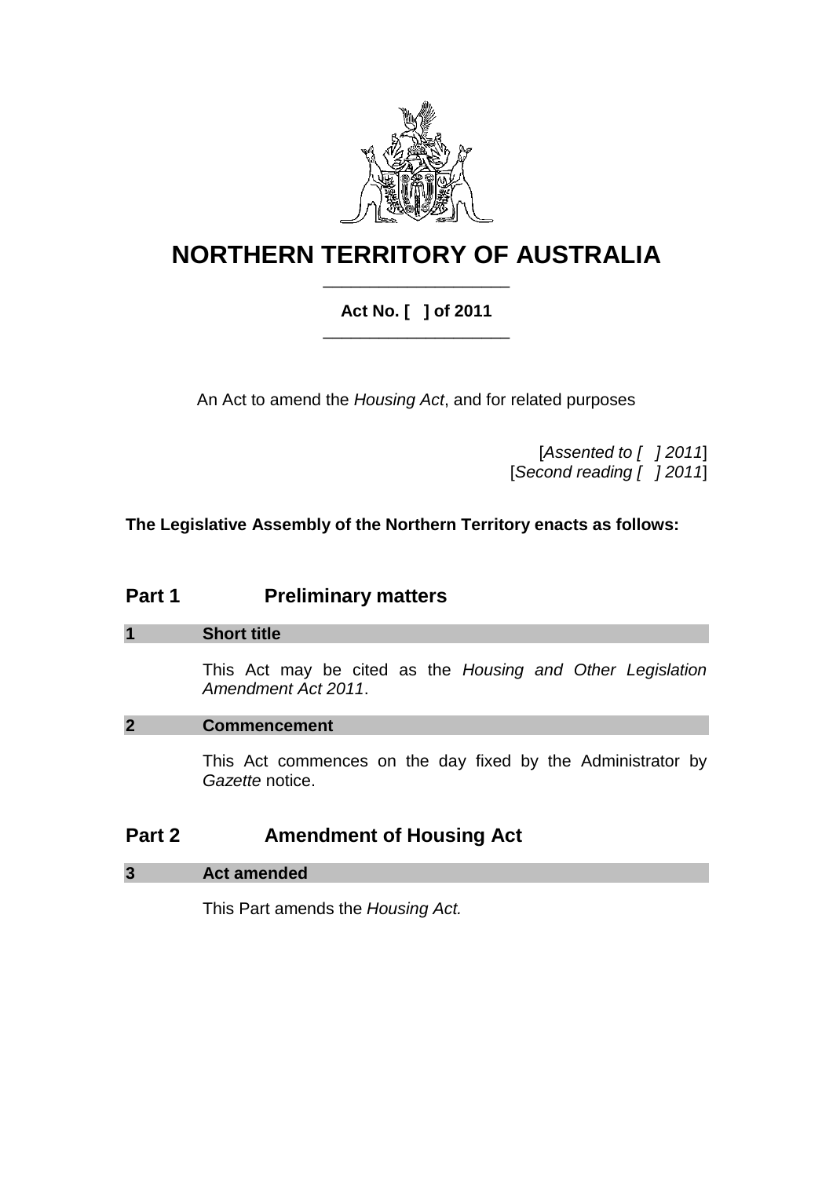# NORTHERN TERRITORY OF AUSTRALIA

**Act No. [ ] of 2011**

An Act to amend the *Housing Act*, and for related purposes

[*Assented to [ ] 2011*]
[*Second reading [ ] 2011*]

**The Legislative Assembly of the Northern Territory enacts as follows:**

## Part 1 Preliminary matters

### 1 Short title

This Act may be cited as the *Housing and Other Legislation Amendment Act 2011*.

### 2 Commencement

This Act commences on the day fixed by the Administrator by *Gazette* notice.

## Part 2 Amendment of Housing Act

### 3 Act amended

This Part amends the *Housing Act.*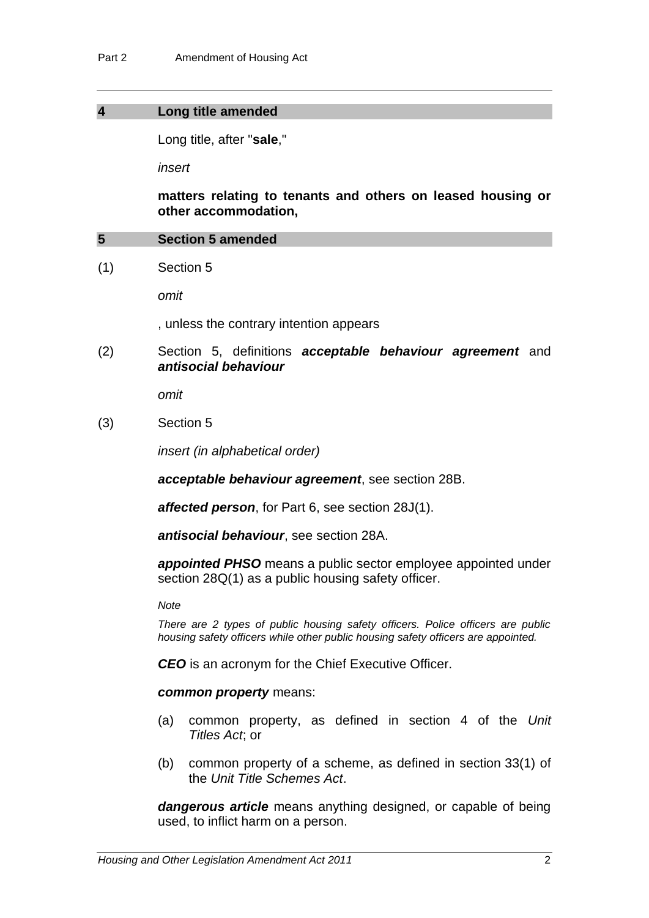## 4 Long title amended

Long title, after "**sale**,"

*insert*

**matters relating to tenants and others on leased housing or other accommodation,**

## 5 Section 5 amended

(1) Section 5

*omit*

, unless the contrary intention appears

(2) Section 5, definitions ***acceptable behaviour agreement*** and ***antisocial behaviour***

*omit*

(3) Section 5

*insert (in alphabetical order)*

***acceptable behaviour agreement***, see section 28B.

***affected person***, for Part 6, see section 28J(1).

***antisocial behaviour***, see section 28A.

***appointed PHSO*** means a public sector employee appointed under section 28Q(1) as a public housing safety officer.

*Note*

*There are 2 types of public housing safety officers. Police officers are public housing safety officers while other public housing safety officers are appointed.*

***CEO*** is an acronym for the Chief Executive Officer.

***common property*** means:

(a) common property, as defined in section 4 of the *Unit Titles Act*; or

(b) common property of a scheme, as defined in section 33(1) of the *Unit Title Schemes Act*.

***dangerous article*** means anything designed, or capable of being used, to inflict harm on a person.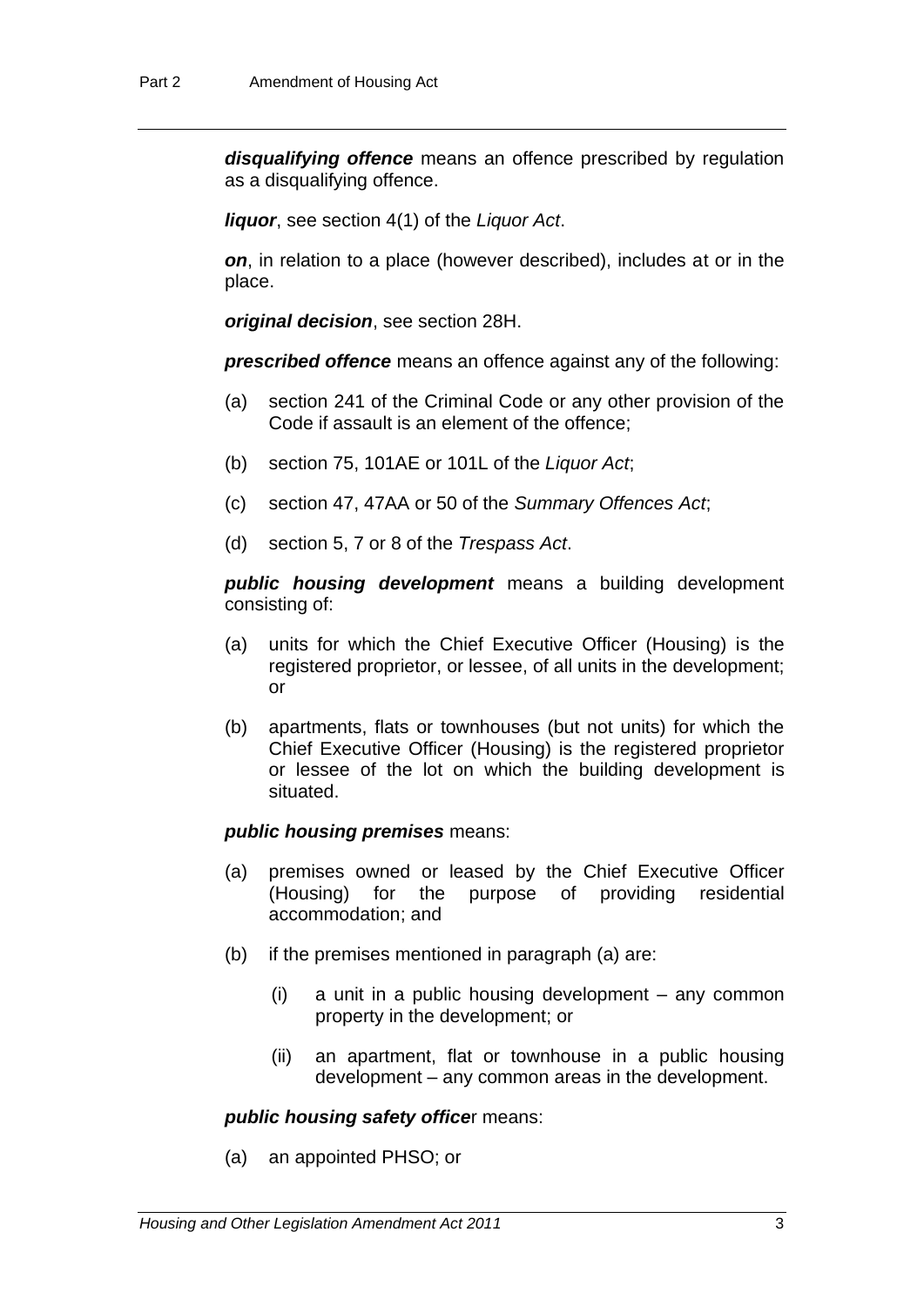***disqualifying offence*** means an offence prescribed by regulation as a disqualifying offence.

***liquor***, see section 4(1) of the *Liquor Act*.

***on***, in relation to a place (however described), includes at or in the place.

***original decision***, see section 28H.

***prescribed offence*** means an offence against any of the following:

- (a) section 241 of the Criminal Code or any other provision of the Code if assault is an element of the offence;
- (b) section 75, 101AE or 101L of the *Liquor Act*;
- (c) section 47, 47AA or 50 of the *Summary Offences Act*;
- (d) section 5, 7 or 8 of the *Trespass Act*.

***public housing development*** means a building development consisting of:

- (a) units for which the Chief Executive Officer (Housing) is the registered proprietor, or lessee, of all units in the development; or
- (b) apartments, flats or townhouses (but not units) for which the Chief Executive Officer (Housing) is the registered proprietor or lessee of the lot on which the building development is situated.

***public housing premises*** means:

- (a) premises owned or leased by the Chief Executive Officer (Housing) for the purpose of providing residential accommodation; and
- (b) if the premises mentioned in paragraph (a) are:
  - (i) a unit in a public housing development – any common property in the development; or
  - (ii) an apartment, flat or townhouse in a public housing development – any common areas in the development.

***public housing safety officer*** means:

- (a) an appointed PHSO; or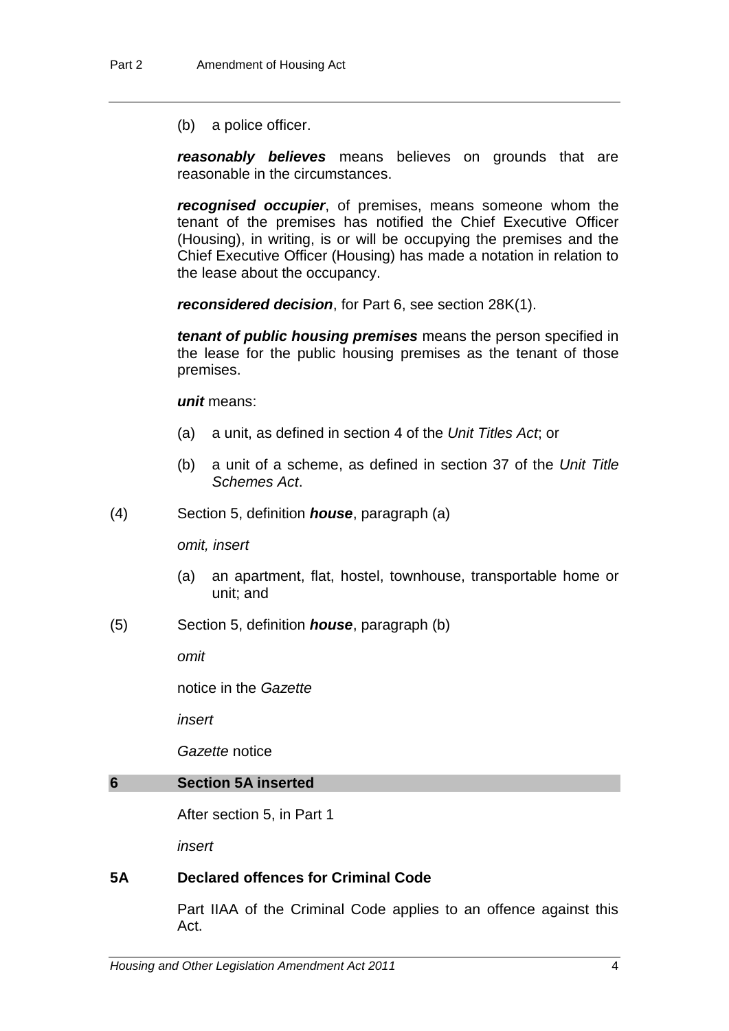(b) a police officer.

***reasonably believes*** means believes on grounds that are reasonable in the circumstances.

***recognised occupier***, of premises, means someone whom the tenant of the premises has notified the Chief Executive Officer (Housing), in writing, is or will be occupying the premises and the Chief Executive Officer (Housing) has made a notation in relation to the lease about the occupancy.

***reconsidered decision***, for Part 6, see section 28K(1).

***tenant of public housing premises*** means the person specified in the lease for the public housing premises as the tenant of those premises.

***unit*** means:

(a) a unit, as defined in section 4 of the *Unit Titles Act*; or

(b) a unit of a scheme, as defined in section 37 of the *Unit Title Schemes Act*.

(4) Section 5, definition ***house***, paragraph (a)

*omit, insert*

(a) an apartment, flat, hostel, townhouse, transportable home or unit; and

(5) Section 5, definition ***house***, paragraph (b)

*omit*

notice in the *Gazette*

*insert*

*Gazette* notice

## 6 Section 5A inserted

After section 5, in Part 1

*insert*

### 5A Declared offences for Criminal Code

Part IIAA of the Criminal Code applies to an offence against this Act.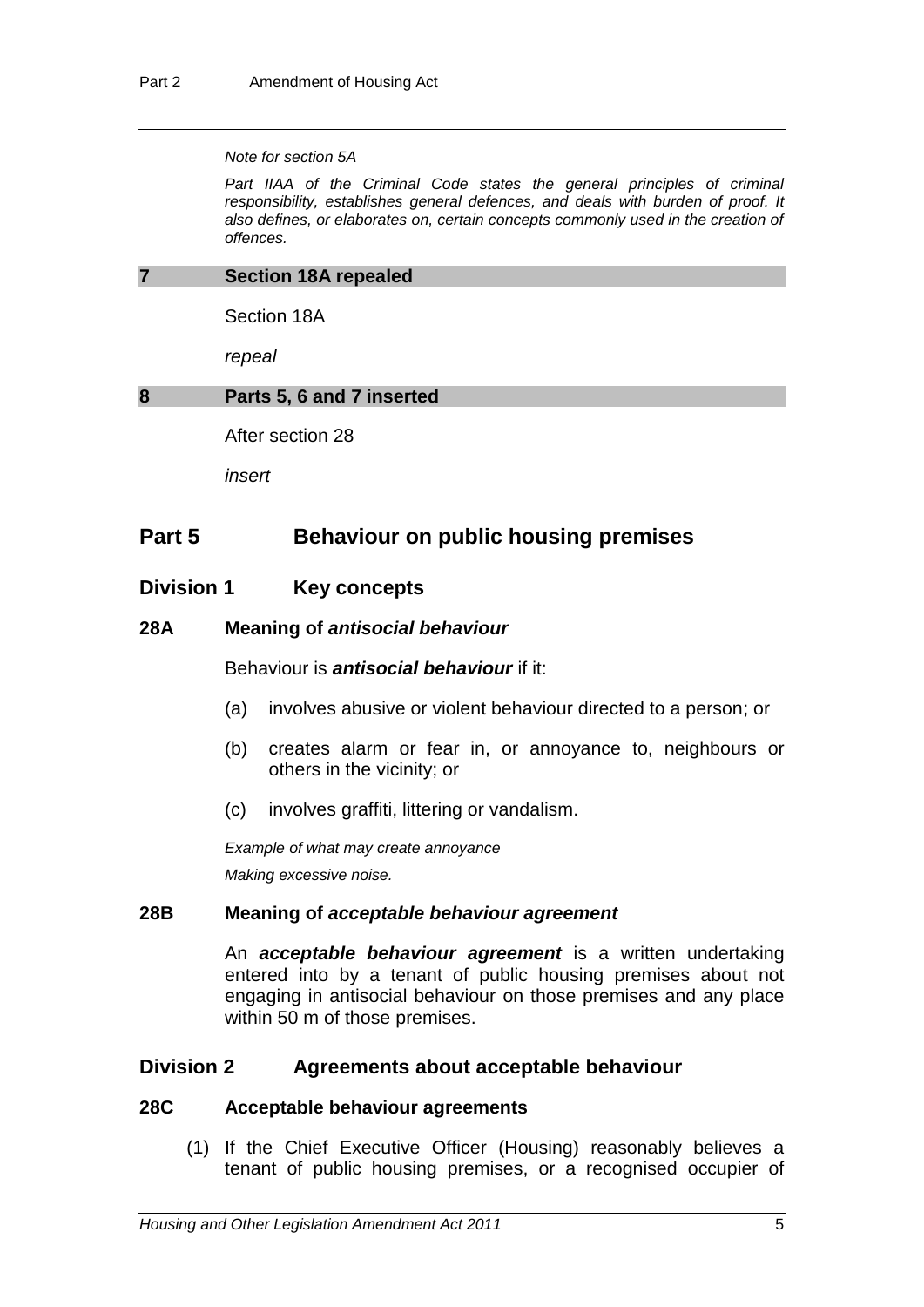*Note for section 5A*

*Part IIAA of the Criminal Code states the general principles of criminal responsibility, establishes general defences, and deals with burden of proof. It also defines, or elaborates on, certain concepts commonly used in the creation of offences.*

### 7 Section 18A repealed

Section 18A

*repeal*

### 8 Parts 5, 6 and 7 inserted

After section 28

*insert*

## Part 5 Behaviour on public housing premises

### Division 1 Key concepts

#### 28A Meaning of *antisocial behaviour*

Behaviour is ***antisocial behaviour*** if it:

(a) involves abusive or violent behaviour directed to a person; or

(b) creates alarm or fear in, or annoyance to, neighbours or others in the vicinity; or

(c) involves graffiti, littering or vandalism.

*Example of what may create annoyance*

*Making excessive noise.*

#### 28B Meaning of *acceptable behaviour agreement*

An ***acceptable behaviour agreement*** is a written undertaking entered into by a tenant of public housing premises about not engaging in antisocial behaviour on those premises and any place within 50 m of those premises.

### Division 2 Agreements about acceptable behaviour

#### 28C Acceptable behaviour agreements

(1) If the Chief Executive Officer (Housing) reasonably believes a tenant of public housing premises, or a recognised occupier of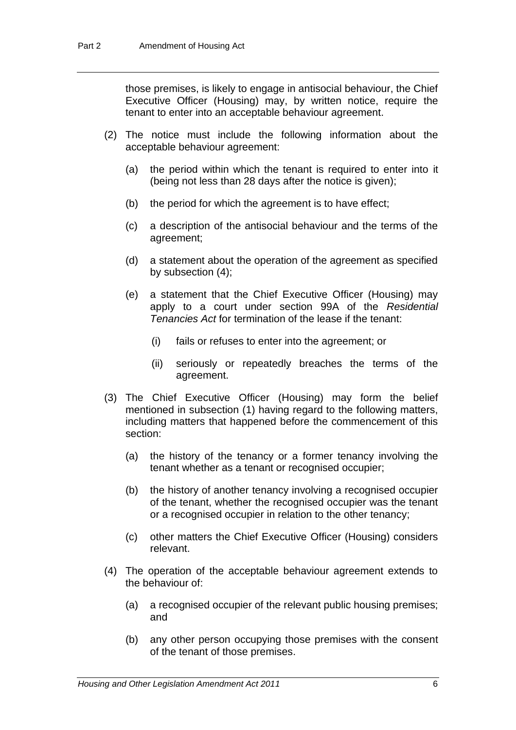those premises, is likely to engage in antisocial behaviour, the Chief Executive Officer (Housing) may, by written notice, require the tenant to enter into an acceptable behaviour agreement.

(2) The notice must include the following information about the acceptable behaviour agreement:

(a) the period within which the tenant is required to enter into it (being not less than 28 days after the notice is given);

(b) the period for which the agreement is to have effect;

(c) a description of the antisocial behaviour and the terms of the agreement;

(d) a statement about the operation of the agreement as specified by subsection (4);

(e) a statement that the Chief Executive Officer (Housing) may apply to a court under section 99A of the *Residential Tenancies Act* for termination of the lease if the tenant:

(i) fails or refuses to enter into the agreement; or

(ii) seriously or repeatedly breaches the terms of the agreement.

(3) The Chief Executive Officer (Housing) may form the belief mentioned in subsection (1) having regard to the following matters, including matters that happened before the commencement of this section:

(a) the history of the tenancy or a former tenancy involving the tenant whether as a tenant or recognised occupier;

(b) the history of another tenancy involving a recognised occupier of the tenant, whether the recognised occupier was the tenant or a recognised occupier in relation to the other tenancy;

(c) other matters the Chief Executive Officer (Housing) considers relevant.

(4) The operation of the acceptable behaviour agreement extends to the behaviour of:

(a) a recognised occupier of the relevant public housing premises; and

(b) any other person occupying those premises with the consent of the tenant of those premises.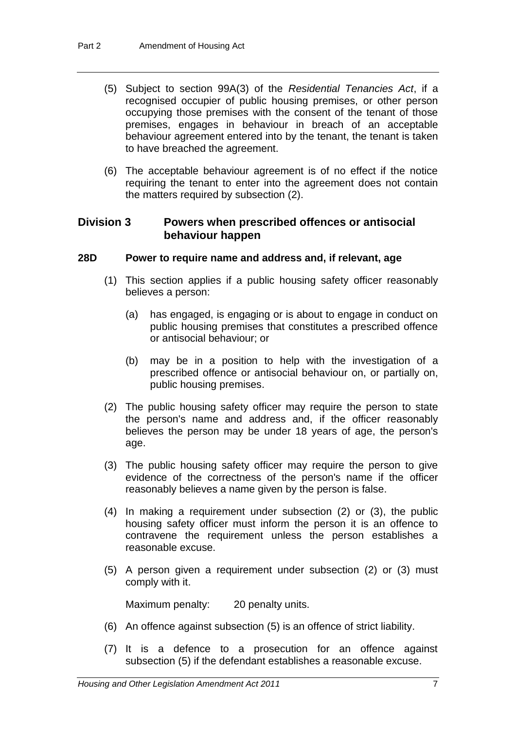(5) Subject to section 99A(3) of the *Residential Tenancies Act*, if a recognised occupier of public housing premises, or other person occupying those premises with the consent of the tenant of those premises, engages in behaviour in breach of an acceptable behaviour agreement entered into by the tenant, the tenant is taken to have breached the agreement.

(6) The acceptable behaviour agreement is of no effect if the notice requiring the tenant to enter into the agreement does not contain the matters required by subsection (2).

## Division 3 Powers when prescribed offences or antisocial behaviour happen

### 28D Power to require name and address and, if relevant, age

(1) This section applies if a public housing safety officer reasonably believes a person:

(a) has engaged, is engaging or is about to engage in conduct on public housing premises that constitutes a prescribed offence or antisocial behaviour; or

(b) may be in a position to help with the investigation of a prescribed offence or antisocial behaviour on, or partially on, public housing premises.

(2) The public housing safety officer may require the person to state the person's name and address and, if the officer reasonably believes the person may be under 18 years of age, the person's age.

(3) The public housing safety officer may require the person to give evidence of the correctness of the person's name if the officer reasonably believes a name given by the person is false.

(4) In making a requirement under subsection (2) or (3), the public housing safety officer must inform the person it is an offence to contravene the requirement unless the person establishes a reasonable excuse.

(5) A person given a requirement under subsection (2) or (3) must comply with it.

Maximum penalty: 20 penalty units.

(6) An offence against subsection (5) is an offence of strict liability.

(7) It is a defence to a prosecution for an offence against subsection (5) if the defendant establishes a reasonable excuse.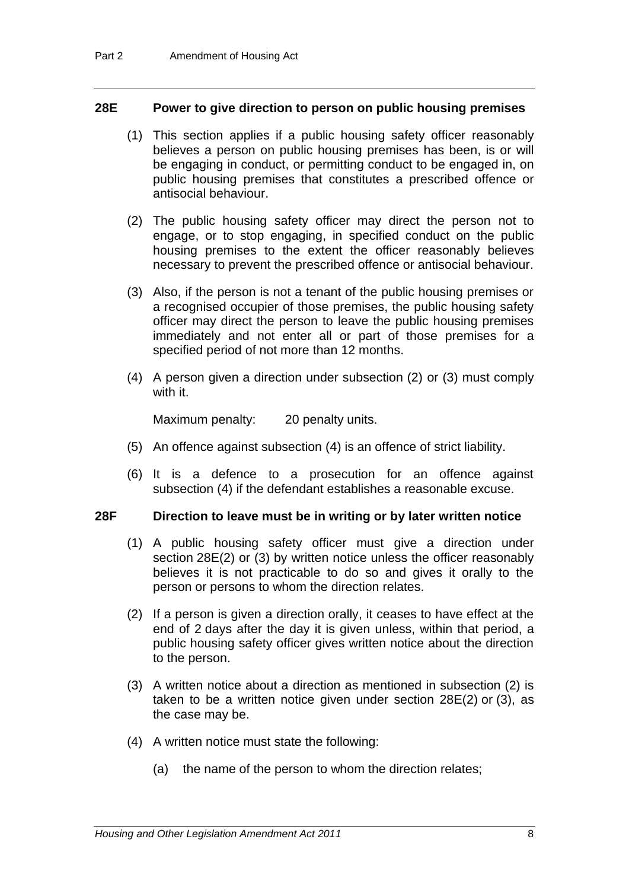### 28E Power to give direction to person on public housing premises

(1) This section applies if a public housing safety officer reasonably believes a person on public housing premises has been, is or will be engaging in conduct, or permitting conduct to be engaged in, on public housing premises that constitutes a prescribed offence or antisocial behaviour.

(2) The public housing safety officer may direct the person not to engage, or to stop engaging, in specified conduct on the public housing premises to the extent the officer reasonably believes necessary to prevent the prescribed offence or antisocial behaviour.

(3) Also, if the person is not a tenant of the public housing premises or a recognised occupier of those premises, the public housing safety officer may direct the person to leave the public housing premises immediately and not enter all or part of those premises for a specified period of not more than 12 months.

(4) A person given a direction under subsection (2) or (3) must comply with it.

Maximum penalty: 20 penalty units.

(5) An offence against subsection (4) is an offence of strict liability.

(6) It is a defence to a prosecution for an offence against subsection (4) if the defendant establishes a reasonable excuse.

### 28F Direction to leave must be in writing or by later written notice

(1) A public housing safety officer must give a direction under section 28E(2) or (3) by written notice unless the officer reasonably believes it is not practicable to do so and gives it orally to the person or persons to whom the direction relates.

(2) If a person is given a direction orally, it ceases to have effect at the end of 2 days after the day it is given unless, within that period, a public housing safety officer gives written notice about the direction to the person.

(3) A written notice about a direction as mentioned in subsection (2) is taken to be a written notice given under section 28E(2) or (3), as the case may be.

(4) A written notice must state the following:

(a) the name of the person to whom the direction relates;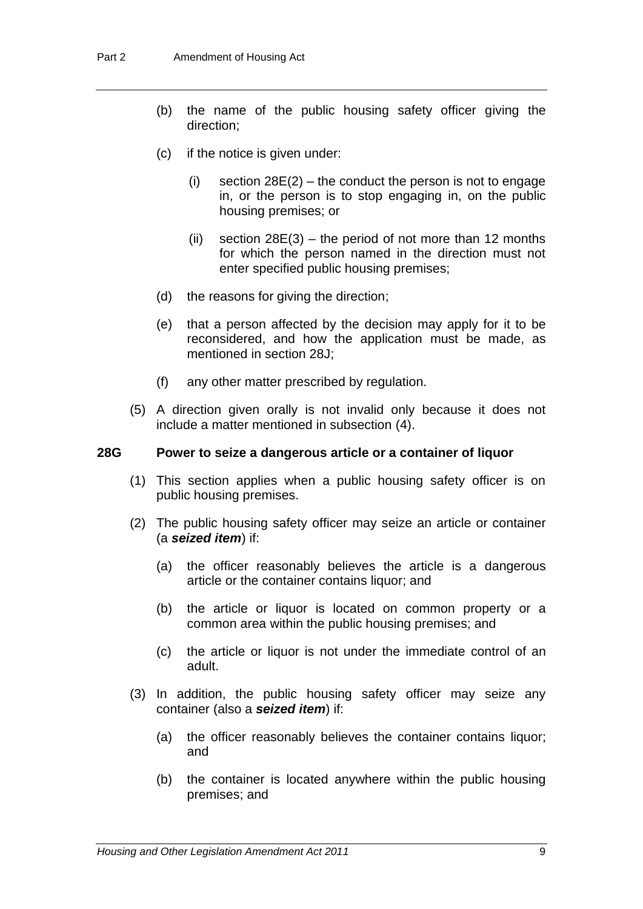(b) the name of the public housing safety officer giving the direction;

(c) if the notice is given under:

  (i) section 28E(2) – the conduct the person is not to engage in, or the person is to stop engaging in, on the public housing premises; or

  (ii) section 28E(3) – the period of not more than 12 months for which the person named in the direction must not enter specified public housing premises;

(d) the reasons for giving the direction;

(e) that a person affected by the decision may apply for it to be reconsidered, and how the application must be made, as mentioned in section 28J;

(f) any other matter prescribed by regulation.

(5) A direction given orally is not invalid only because it does not include a matter mentioned in subsection (4).

**28G Power to seize a dangerous article or a container of liquor**

(1) This section applies when a public housing safety officer is on public housing premises.

(2) The public housing safety officer may seize an article or container (a ***seized item***) if:

(a) the officer reasonably believes the article is a dangerous article or the container contains liquor; and

(b) the article or liquor is located on common property or a common area within the public housing premises; and

(c) the article or liquor is not under the immediate control of an adult.

(3) In addition, the public housing safety officer may seize any container (also a ***seized item***) if:

(a) the officer reasonably believes the container contains liquor; and

(b) the container is located anywhere within the public housing premises; and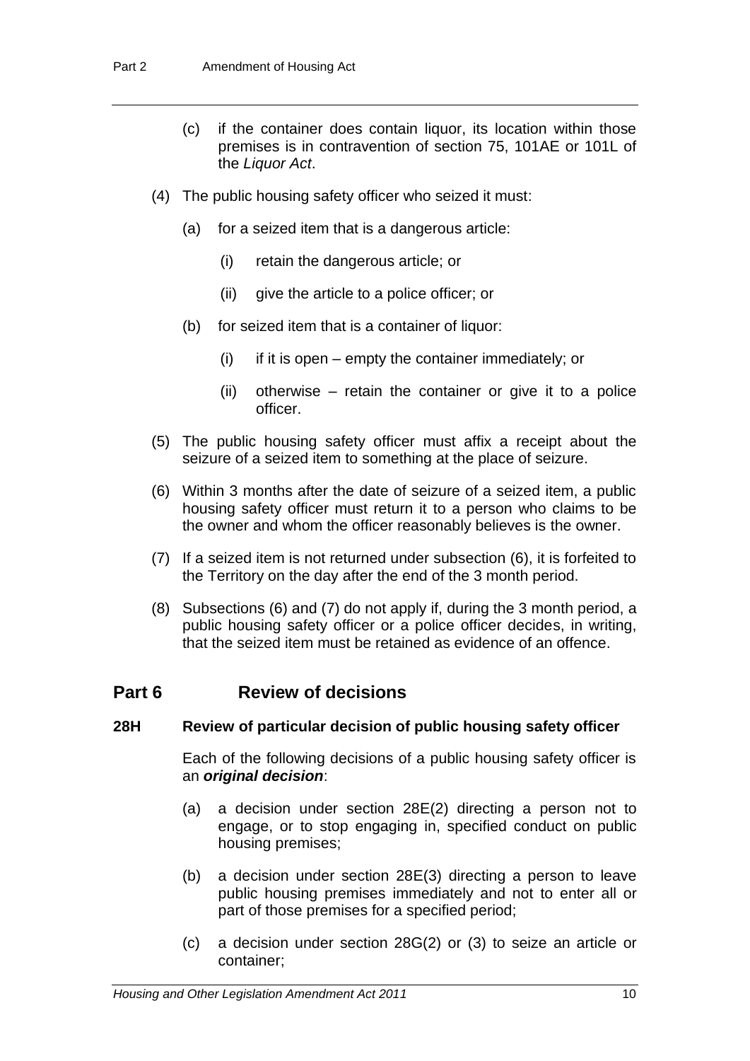(c) if the container does contain liquor, its location within those premises is in contravention of section 75, 101AE or 101L of the *Liquor Act*.

(4) The public housing safety officer who seized it must:

(a) for a seized item that is a dangerous article:

(i) retain the dangerous article; or

(ii) give the article to a police officer; or

(b) for seized item that is a container of liquor:

(i) if it is open – empty the container immediately; or

(ii) otherwise – retain the container or give it to a police officer.

(5) The public housing safety officer must affix a receipt about the seizure of a seized item to something at the place of seizure.

(6) Within 3 months after the date of seizure of a seized item, a public housing safety officer must return it to a person who claims to be the owner and whom the officer reasonably believes is the owner.

(7) If a seized item is not returned under subsection (6), it is forfeited to the Territory on the day after the end of the 3 month period.

(8) Subsections (6) and (7) do not apply if, during the 3 month period, a public housing safety officer or a police officer decides, in writing, that the seized item must be retained as evidence of an offence.

## Part 6 Review of decisions

### 28H Review of particular decision of public housing safety officer

Each of the following decisions of a public housing safety officer is an ***original decision***:

(a) a decision under section 28E(2) directing a person not to engage, or to stop engaging in, specified conduct on public housing premises;

(b) a decision under section 28E(3) directing a person to leave public housing premises immediately and not to enter all or part of those premises for a specified period;

(c) a decision under section 28G(2) or (3) to seize an article or container;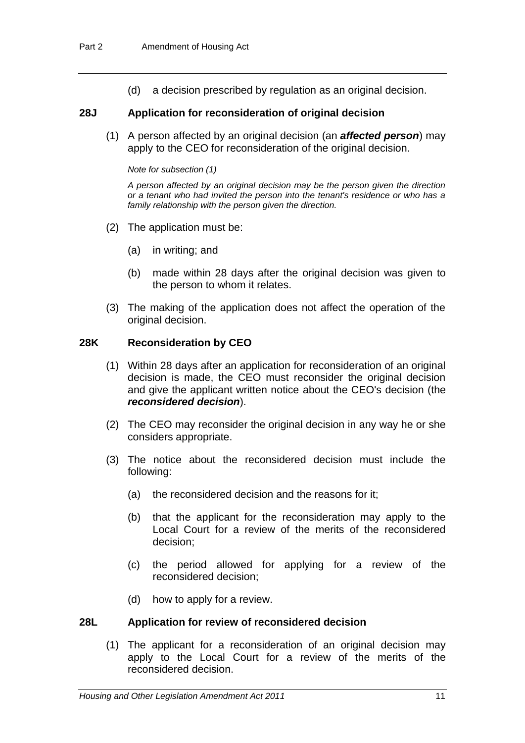(d) a decision prescribed by regulation as an original decision.

### 28J Application for reconsideration of original decision

(1) A person affected by an original decision (an ***affected person***) may apply to the CEO for reconsideration of the original decision.

*Note for subsection (1)*

*A person affected by an original decision may be the person given the direction or a tenant who had invited the person into the tenant's residence or who has a family relationship with the person given the direction.*

(2) The application must be:

(a) in writing; and

(b) made within 28 days after the original decision was given to the person to whom it relates.

(3) The making of the application does not affect the operation of the original decision.

### 28K Reconsideration by CEO

(1) Within 28 days after an application for reconsideration of an original decision is made, the CEO must reconsider the original decision and give the applicant written notice about the CEO's decision (the ***reconsidered decision***).

(2) The CEO may reconsider the original decision in any way he or she considers appropriate.

(3) The notice about the reconsidered decision must include the following:

(a) the reconsidered decision and the reasons for it;

(b) that the applicant for the reconsideration may apply to the Local Court for a review of the merits of the reconsidered decision;

(c) the period allowed for applying for a review of the reconsidered decision;

(d) how to apply for a review.

### 28L Application for review of reconsidered decision

(1) The applicant for a reconsideration of an original decision may apply to the Local Court for a review of the merits of the reconsidered decision.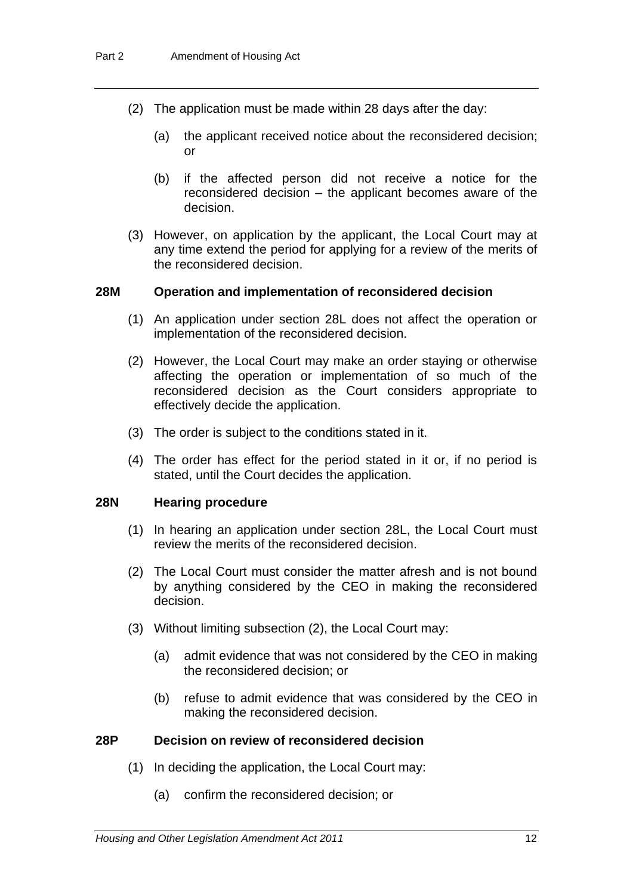(2) The application must be made within 28 days after the day:

(a) the applicant received notice about the reconsidered decision; or

(b) if the affected person did not receive a notice for the reconsidered decision – the applicant becomes aware of the decision.

(3) However, on application by the applicant, the Local Court may at any time extend the period for applying for a review of the merits of the reconsidered decision.

**28M Operation and implementation of reconsidered decision**

(1) An application under section 28L does not affect the operation or implementation of the reconsidered decision.

(2) However, the Local Court may make an order staying or otherwise affecting the operation or implementation of so much of the reconsidered decision as the Court considers appropriate to effectively decide the application.

(3) The order is subject to the conditions stated in it.

(4) The order has effect for the period stated in it or, if no period is stated, until the Court decides the application.

**28N Hearing procedure**

(1) In hearing an application under section 28L, the Local Court must review the merits of the reconsidered decision.

(2) The Local Court must consider the matter afresh and is not bound by anything considered by the CEO in making the reconsidered decision.

(3) Without limiting subsection (2), the Local Court may:

(a) admit evidence that was not considered by the CEO in making the reconsidered decision; or

(b) refuse to admit evidence that was considered by the CEO in making the reconsidered decision.

**28P Decision on review of reconsidered decision**

(1) In deciding the application, the Local Court may:

(a) confirm the reconsidered decision; or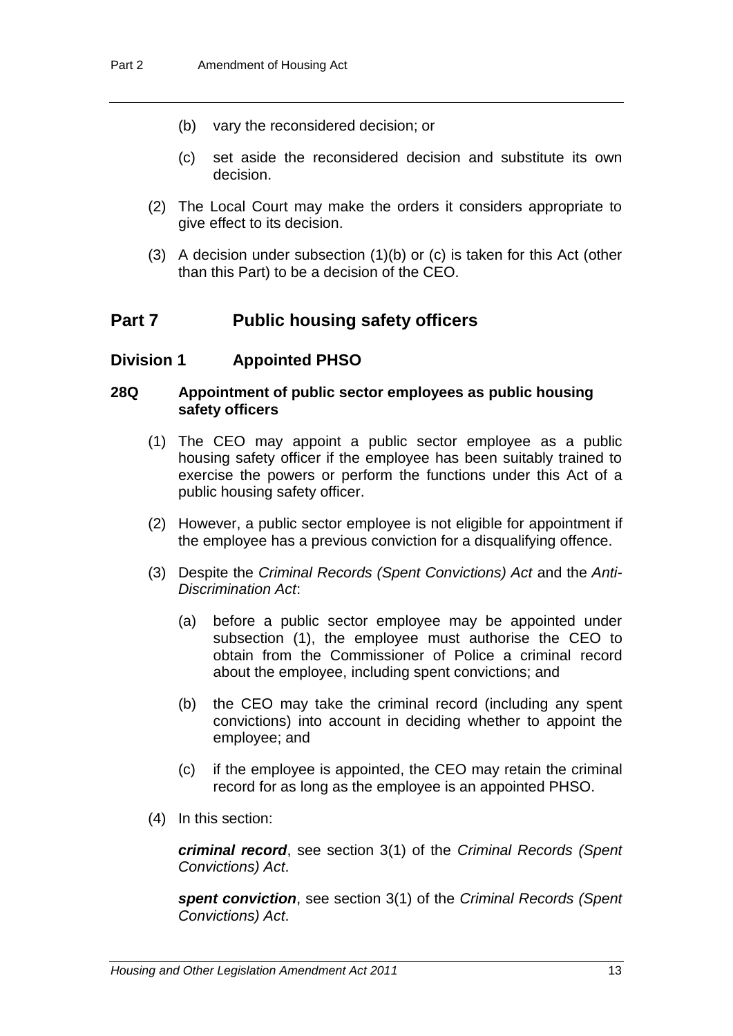(b) vary the reconsidered decision; or

(c) set aside the reconsidered decision and substitute its own decision.

(2) The Local Court may make the orders it considers appropriate to give effect to its decision.

(3) A decision under subsection (1)(b) or (c) is taken for this Act (other than this Part) to be a decision of the CEO.

## Part 7 Public housing safety officers

### Division 1 Appointed PHSO

#### 28Q Appointment of public sector employees as public housing safety officers

(1) The CEO may appoint a public sector employee as a public housing safety officer if the employee has been suitably trained to exercise the powers or perform the functions under this Act of a public housing safety officer.

(2) However, a public sector employee is not eligible for appointment if the employee has a previous conviction for a disqualifying offence.

(3) Despite the *Criminal Records (Spent Convictions) Act* and the *Anti-Discrimination Act*:

(a) before a public sector employee may be appointed under subsection (1), the employee must authorise the CEO to obtain from the Commissioner of Police a criminal record about the employee, including spent convictions; and

(b) the CEO may take the criminal record (including any spent convictions) into account in deciding whether to appoint the employee; and

(c) if the employee is appointed, the CEO may retain the criminal record for as long as the employee is an appointed PHSO.

(4) In this section:

***criminal record***, see section 3(1) of the *Criminal Records (Spent Convictions) Act*.

***spent conviction***, see section 3(1) of the *Criminal Records (Spent Convictions) Act*.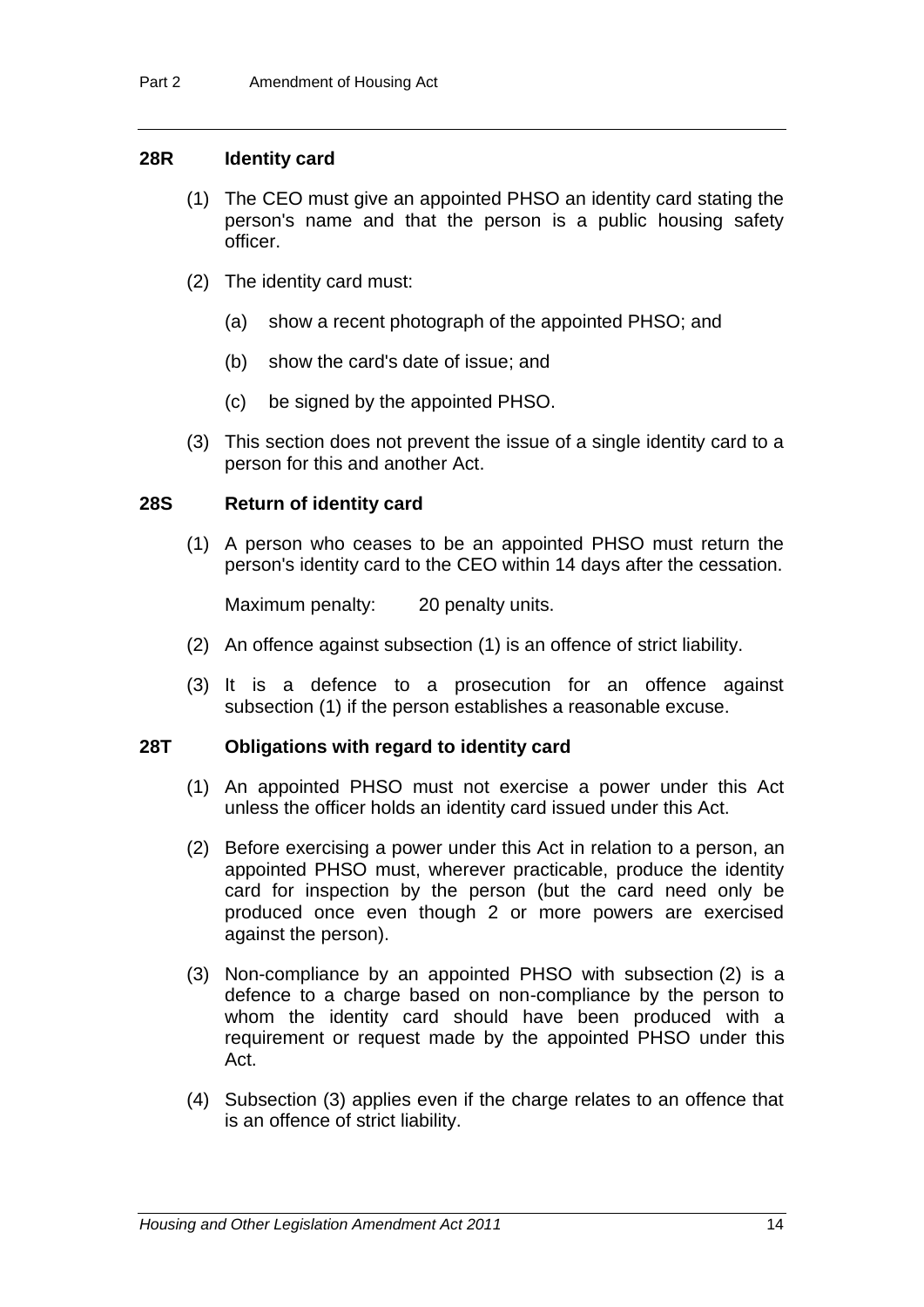### 28R Identity card

(1) The CEO must give an appointed PHSO an identity card stating the person's name and that the person is a public housing safety officer.

(2) The identity card must:

(a) show a recent photograph of the appointed PHSO; and

(b) show the card's date of issue; and

(c) be signed by the appointed PHSO.

(3) This section does not prevent the issue of a single identity card to a person for this and another Act.

### 28S Return of identity card

(1) A person who ceases to be an appointed PHSO must return the person's identity card to the CEO within 14 days after the cessation.

Maximum penalty: 20 penalty units.

(2) An offence against subsection (1) is an offence of strict liability.

(3) It is a defence to a prosecution for an offence against subsection (1) if the person establishes a reasonable excuse.

### 28T Obligations with regard to identity card

(1) An appointed PHSO must not exercise a power under this Act unless the officer holds an identity card issued under this Act.

(2) Before exercising a power under this Act in relation to a person, an appointed PHSO must, wherever practicable, produce the identity card for inspection by the person (but the card need only be produced once even though 2 or more powers are exercised against the person).

(3) Non-compliance by an appointed PHSO with subsection (2) is a defence to a charge based on non-compliance by the person to whom the identity card should have been produced with a requirement or request made by the appointed PHSO under this Act.

(4) Subsection (3) applies even if the charge relates to an offence that is an offence of strict liability.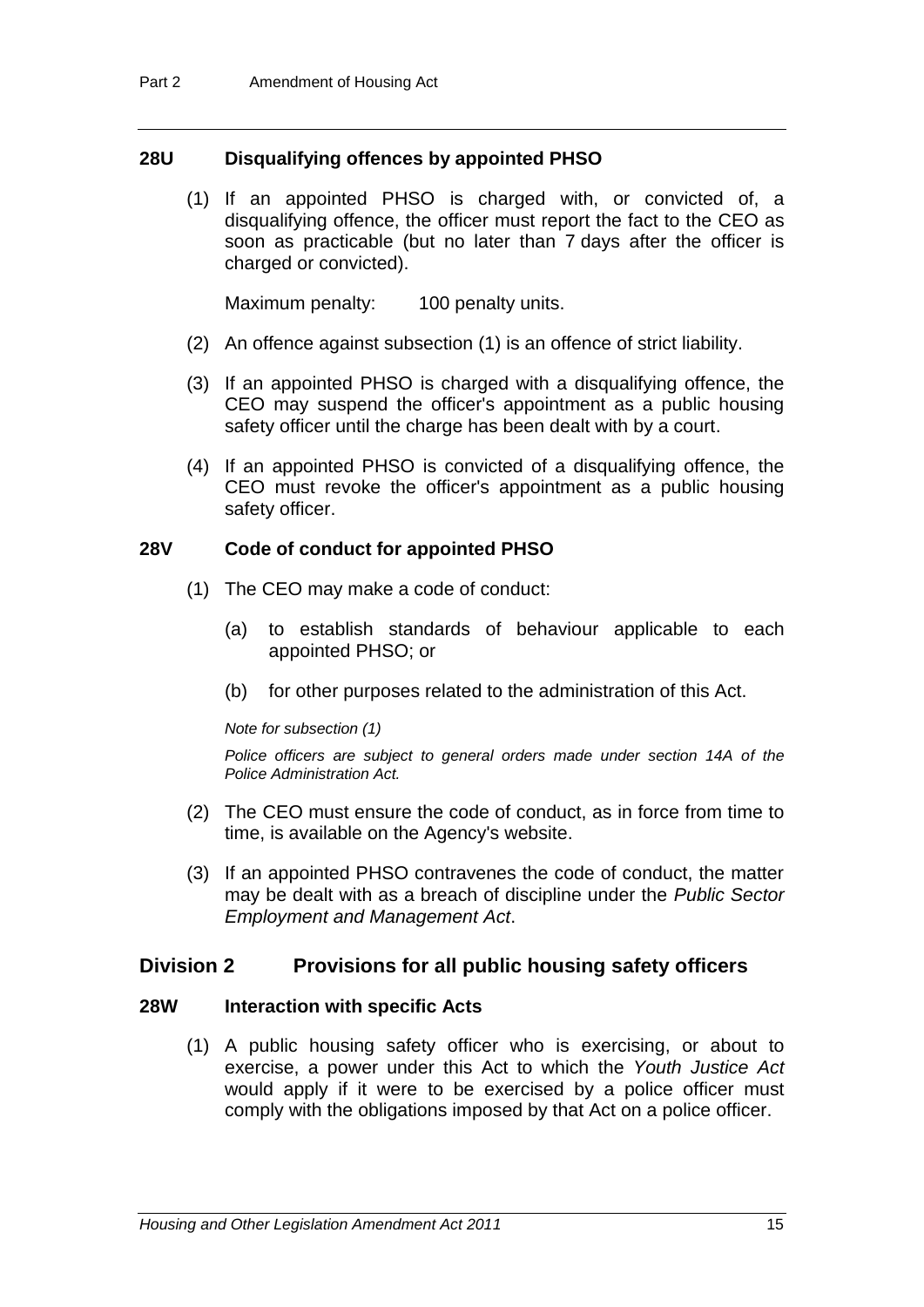### 28U Disqualifying offences by appointed PHSO

(1) If an appointed PHSO is charged with, or convicted of, a disqualifying offence, the officer must report the fact to the CEO as soon as practicable (but no later than 7 days after the officer is charged or convicted).

Maximum penalty: 100 penalty units.

(2) An offence against subsection (1) is an offence of strict liability.

(3) If an appointed PHSO is charged with a disqualifying offence, the CEO may suspend the officer's appointment as a public housing safety officer until the charge has been dealt with by a court.

(4) If an appointed PHSO is convicted of a disqualifying offence, the CEO must revoke the officer's appointment as a public housing safety officer.

### 28V Code of conduct for appointed PHSO

(1) The CEO may make a code of conduct:

(a) to establish standards of behaviour applicable to each appointed PHSO; or

(b) for other purposes related to the administration of this Act.

*Note for subsection (1)*

*Police officers are subject to general orders made under section 14A of the Police Administration Act.*

(2) The CEO must ensure the code of conduct, as in force from time to time, is available on the Agency's website.

(3) If an appointed PHSO contravenes the code of conduct, the matter may be dealt with as a breach of discipline under the *Public Sector Employment and Management Act*.

## Division 2 Provisions for all public housing safety officers

### 28W Interaction with specific Acts

(1) A public housing safety officer who is exercising, or about to exercise, a power under this Act to which the *Youth Justice Act* would apply if it were to be exercised by a police officer must comply with the obligations imposed by that Act on a police officer.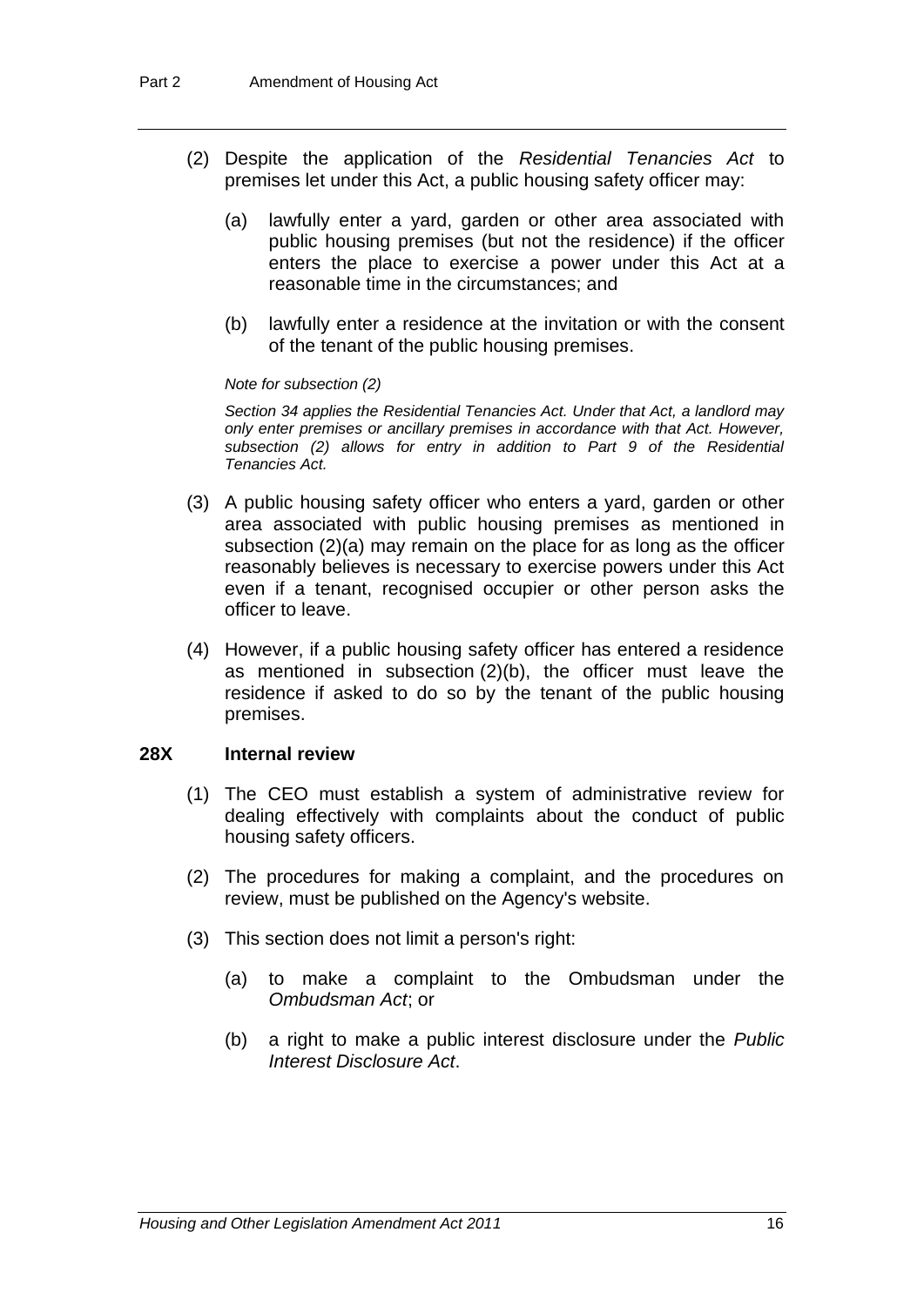(2) Despite the application of the *Residential Tenancies Act* to premises let under this Act, a public housing safety officer may:

(a) lawfully enter a yard, garden or other area associated with public housing premises (but not the residence) if the officer enters the place to exercise a power under this Act at a reasonable time in the circumstances; and

(b) lawfully enter a residence at the invitation or with the consent of the tenant of the public housing premises.

*Note for subsection (2)*

*Section 34 applies the Residential Tenancies Act. Under that Act, a landlord may only enter premises or ancillary premises in accordance with that Act. However, subsection (2) allows for entry in addition to Part 9 of the Residential Tenancies Act.*

(3) A public housing safety officer who enters a yard, garden or other area associated with public housing premises as mentioned in subsection (2)(a) may remain on the place for as long as the officer reasonably believes is necessary to exercise powers under this Act even if a tenant, recognised occupier or other person asks the officer to leave.

(4) However, if a public housing safety officer has entered a residence as mentioned in subsection (2)(b), the officer must leave the residence if asked to do so by the tenant of the public housing premises.

### 28X Internal review

(1) The CEO must establish a system of administrative review for dealing effectively with complaints about the conduct of public housing safety officers.

(2) The procedures for making a complaint, and the procedures on review, must be published on the Agency's website.

(3) This section does not limit a person's right:

(a) to make a complaint to the Ombudsman under the *Ombudsman Act*; or

(b) a right to make a public interest disclosure under the *Public Interest Disclosure Act*.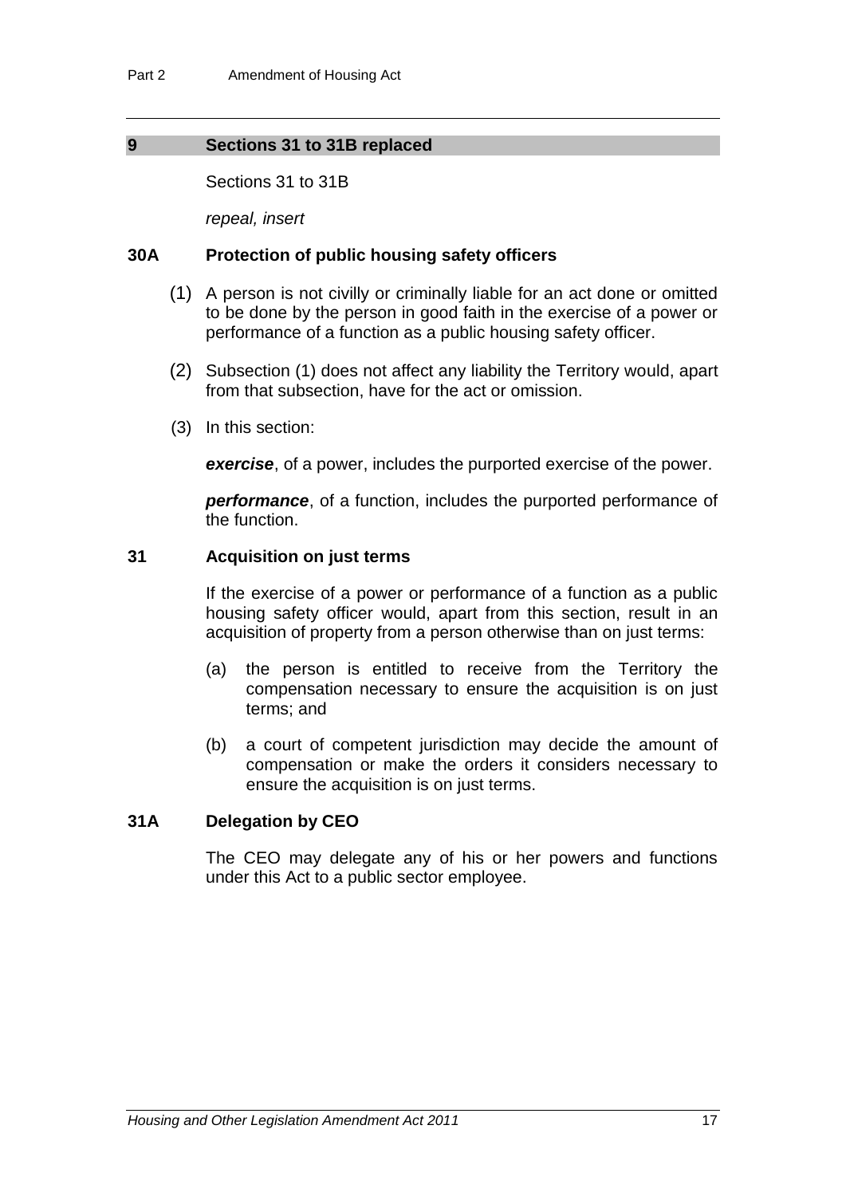## 9 Sections 31 to 31B replaced

Sections 31 to 31B

*repeal, insert*

### 30A Protection of public housing safety officers

(1) A person is not civilly or criminally liable for an act done or omitted to be done by the person in good faith in the exercise of a power or performance of a function as a public housing safety officer.

(2) Subsection (1) does not affect any liability the Territory would, apart from that subsection, have for the act or omission.

(3) In this section:

***exercise***, of a power, includes the purported exercise of the power.

***performance***, of a function, includes the purported performance of the function.

### 31 Acquisition on just terms

If the exercise of a power or performance of a function as a public housing safety officer would, apart from this section, result in an acquisition of property from a person otherwise than on just terms:

(a) the person is entitled to receive from the Territory the compensation necessary to ensure the acquisition is on just terms; and

(b) a court of competent jurisdiction may decide the amount of compensation or make the orders it considers necessary to ensure the acquisition is on just terms.

### 31A Delegation by CEO

The CEO may delegate any of his or her powers and functions under this Act to a public sector employee.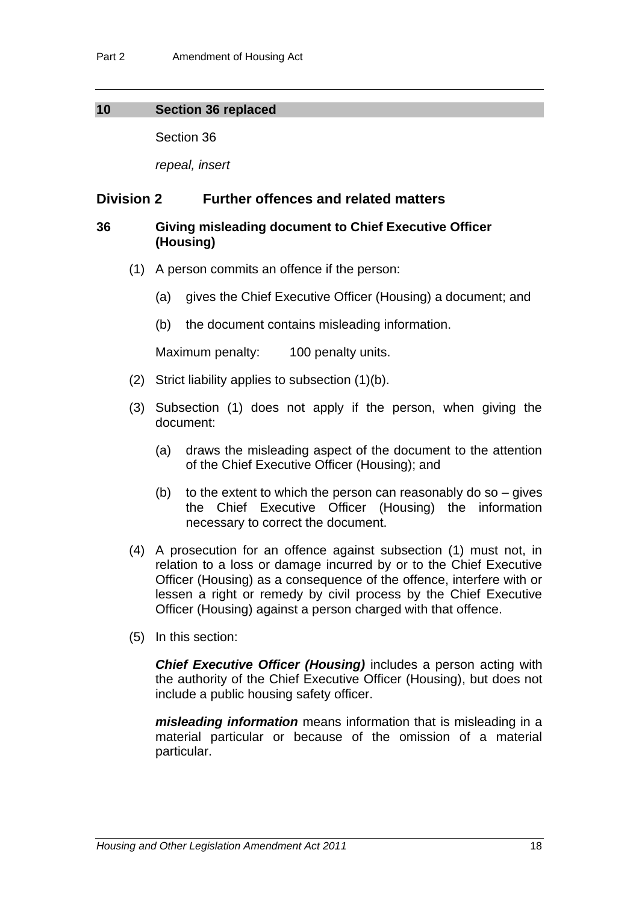## 10 Section 36 replaced

Section 36

*repeal, insert*

## Division 2 Further offences and related matters

### 36 Giving misleading document to Chief Executive Officer (Housing)

(1) A person commits an offence if the person:

(a) gives the Chief Executive Officer (Housing) a document; and

(b) the document contains misleading information.

Maximum penalty: 100 penalty units.

(2) Strict liability applies to subsection (1)(b).

(3) Subsection (1) does not apply if the person, when giving the document:

(a) draws the misleading aspect of the document to the attention of the Chief Executive Officer (Housing); and

(b) to the extent to which the person can reasonably do so – gives the Chief Executive Officer (Housing) the information necessary to correct the document.

(4) A prosecution for an offence against subsection (1) must not, in relation to a loss or damage incurred by or to the Chief Executive Officer (Housing) as a consequence of the offence, interfere with or lessen a right or remedy by civil process by the Chief Executive Officer (Housing) against a person charged with that offence.

(5) In this section:

***Chief Executive Officer (Housing)*** includes a person acting with the authority of the Chief Executive Officer (Housing), but does not include a public housing safety officer.

***misleading information*** means information that is misleading in a material particular or because of the omission of a material particular.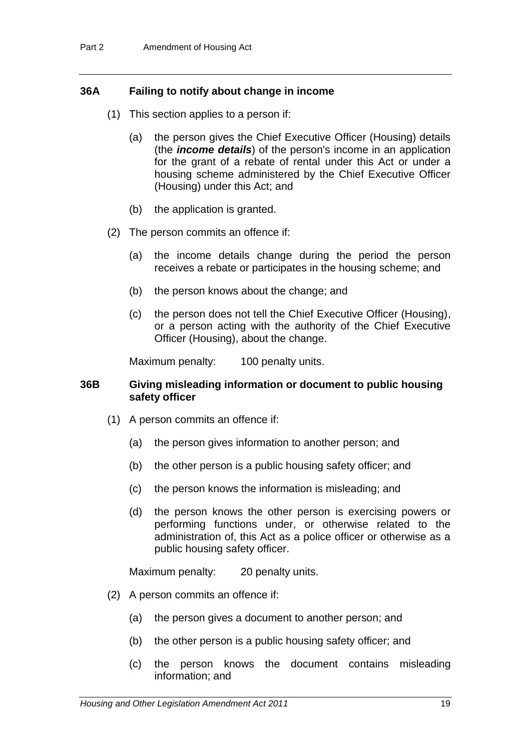### 36A Failing to notify about change in income

(1) This section applies to a person if:

(a) the person gives the Chief Executive Officer (Housing) details (the ***income details***) of the person's income in an application for the grant of a rebate of rental under this Act or under a housing scheme administered by the Chief Executive Officer (Housing) under this Act; and

(b) the application is granted.

(2) The person commits an offence if:

(a) the income details change during the period the person receives a rebate or participates in the housing scheme; and

(b) the person knows about the change; and

(c) the person does not tell the Chief Executive Officer (Housing), or a person acting with the authority of the Chief Executive Officer (Housing), about the change.

Maximum penalty: 100 penalty units.

### 36B Giving misleading information or document to public housing safety officer

(1) A person commits an offence if:

(a) the person gives information to another person; and

(b) the other person is a public housing safety officer; and

(c) the person knows the information is misleading; and

(d) the person knows the other person is exercising powers or performing functions under, or otherwise related to the administration of, this Act as a police officer or otherwise as a public housing safety officer.

Maximum penalty: 20 penalty units.

(2) A person commits an offence if:

(a) the person gives a document to another person; and

(b) the other person is a public housing safety officer; and

(c) the person knows the document contains misleading information; and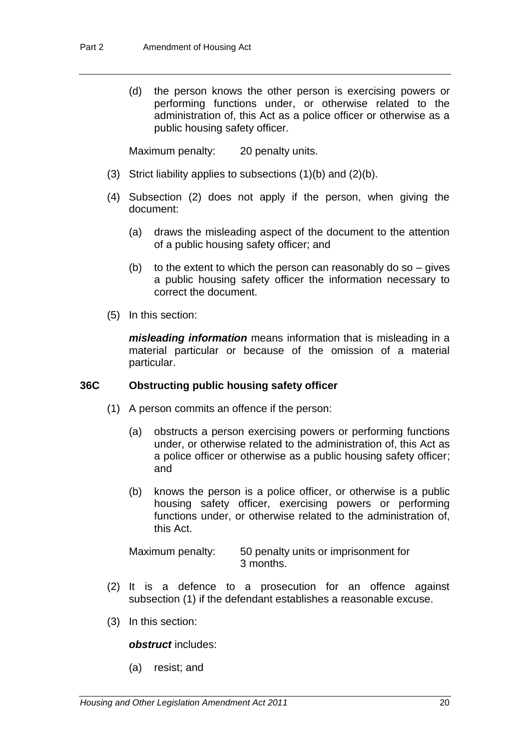(d) the person knows the other person is exercising powers or performing functions under, or otherwise related to the administration of, this Act as a police officer or otherwise as a public housing safety officer.

Maximum penalty: 20 penalty units.

(3) Strict liability applies to subsections (1)(b) and (2)(b).

(4) Subsection (2) does not apply if the person, when giving the document:

(a) draws the misleading aspect of the document to the attention of a public housing safety officer; and

(b) to the extent to which the person can reasonably do so – gives a public housing safety officer the information necessary to correct the document.

(5) In this section:

***misleading information*** means information that is misleading in a material particular or because of the omission of a material particular.

### 36C Obstructing public housing safety officer

(1) A person commits an offence if the person:

(a) obstructs a person exercising powers or performing functions under, or otherwise related to the administration of, this Act as a police officer or otherwise as a public housing safety officer; and

(b) knows the person is a police officer, or otherwise is a public housing safety officer, exercising powers or performing functions under, or otherwise related to the administration of, this Act.

Maximum penalty: 50 penalty units or imprisonment for 3 months.

(2) It is a defence to a prosecution for an offence against subsection (1) if the defendant establishes a reasonable excuse.

(3) In this section:

***obstruct*** includes:

(a) resist; and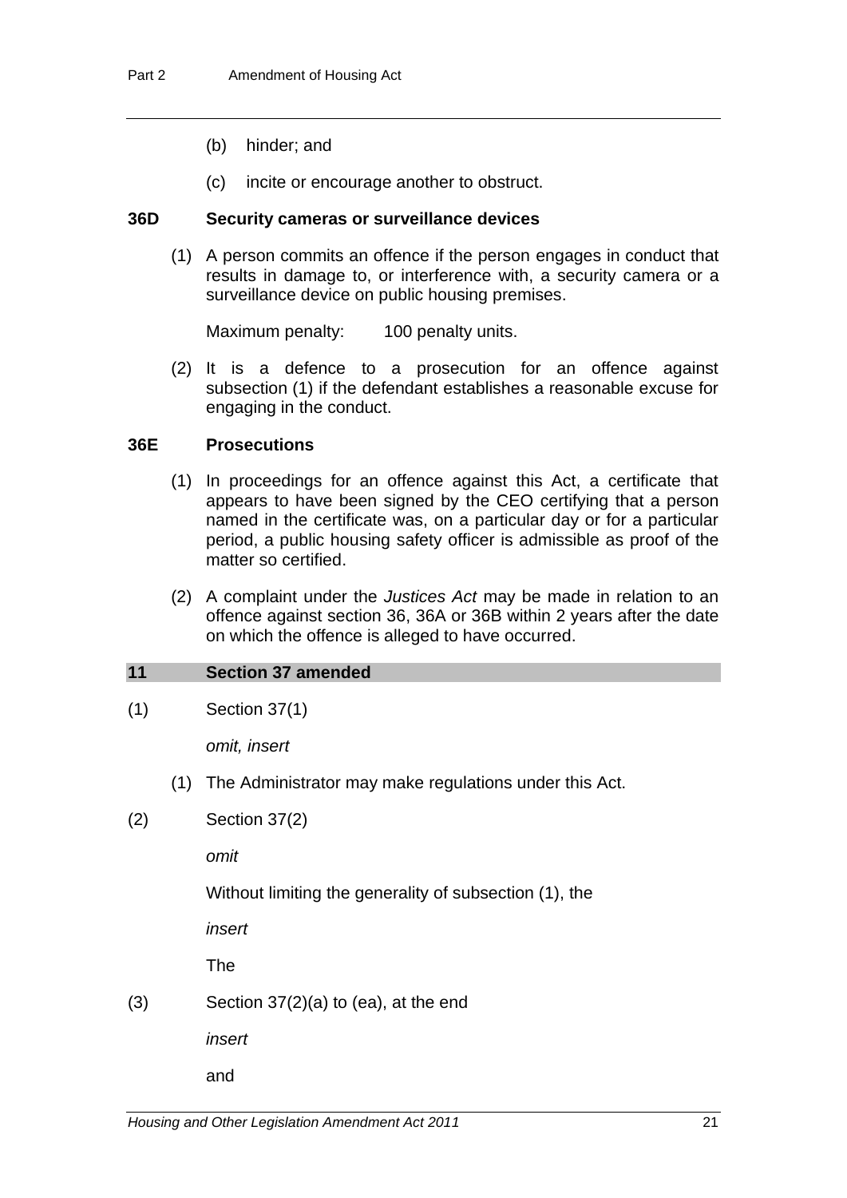(b) hinder; and

(c) incite or encourage another to obstruct.

### 36D Security cameras or surveillance devices

(1) A person commits an offence if the person engages in conduct that results in damage to, or interference with, a security camera or a surveillance device on public housing premises.

Maximum penalty: 100 penalty units.

(2) It is a defence to a prosecution for an offence against subsection (1) if the defendant establishes a reasonable excuse for engaging in the conduct.

### 36E Prosecutions

(1) In proceedings for an offence against this Act, a certificate that appears to have been signed by the CEO certifying that a person named in the certificate was, on a particular day or for a particular period, a public housing safety officer is admissible as proof of the matter so certified.

(2) A complaint under the *Justices Act* may be made in relation to an offence against section 36, 36A or 36B within 2 years after the date on which the offence is alleged to have occurred.

## 11 Section 37 amended

(1) Section 37(1)

*omit, insert*

(1) The Administrator may make regulations under this Act.

(2) Section 37(2)

*omit*

Without limiting the generality of subsection (1), the

*insert*

The

(3) Section 37(2)(a) to (ea), at the end

*insert*

and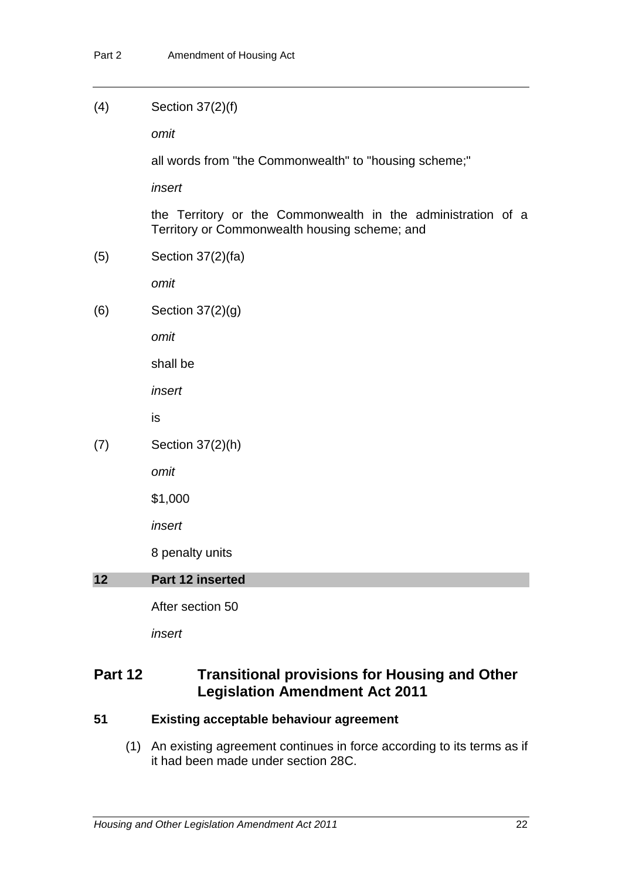(4) Section 37(2)(f)

*omit*

all words from "the Commonwealth" to "housing scheme;"

*insert*

the Territory or the Commonwealth in the administration of a Territory or Commonwealth housing scheme; and

(5) Section 37(2)(fa)

*omit*

(6) Section 37(2)(g)

*omit*

shall be

*insert*

is

(7) Section 37(2)(h)

*omit*

$1,000

*insert*

8 penalty units

### 12 Part 12 inserted

After section 50

*insert*

## Part 12 Transitional provisions for Housing and Other Legislation Amendment Act 2011

### 51 Existing acceptable behaviour agreement

(1) An existing agreement continues in force according to its terms as if it had been made under section 28C.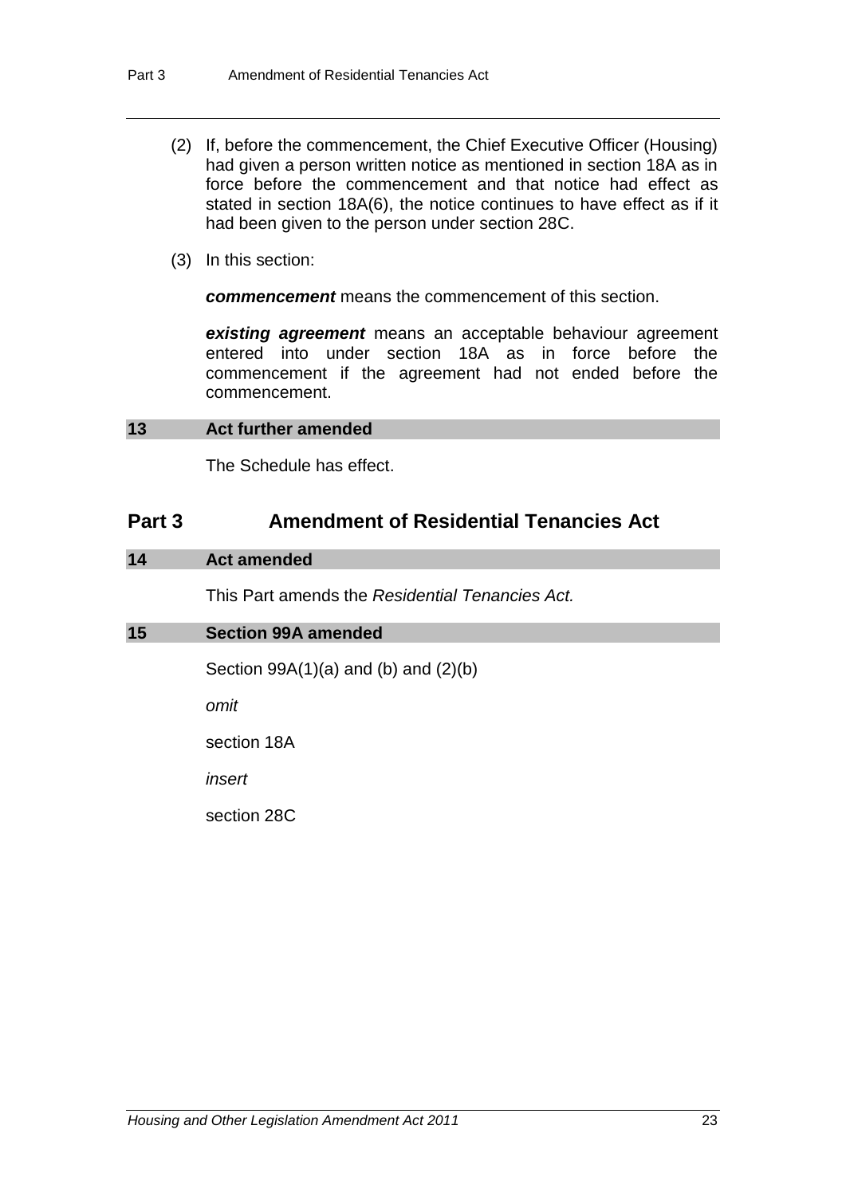(2) If, before the commencement, the Chief Executive Officer (Housing) had given a person written notice as mentioned in section 18A as in force before the commencement and that notice had effect as stated in section 18A(6), the notice continues to have effect as if it had been given to the person under section 28C.

(3) In this section:

***commencement*** means the commencement of this section.

***existing agreement*** means an acceptable behaviour agreement entered into under section 18A as in force before the commencement if the agreement had not ended before the commencement.

### 13 Act further amended

The Schedule has effect.

## Part 3 Amendment of Residential Tenancies Act

### 14 Act amended

This Part amends the *Residential Tenancies Act.*

### 15 Section 99A amended

Section 99A(1)(a) and (b) and (2)(b)

*omit*

section 18A

*insert*

section 28C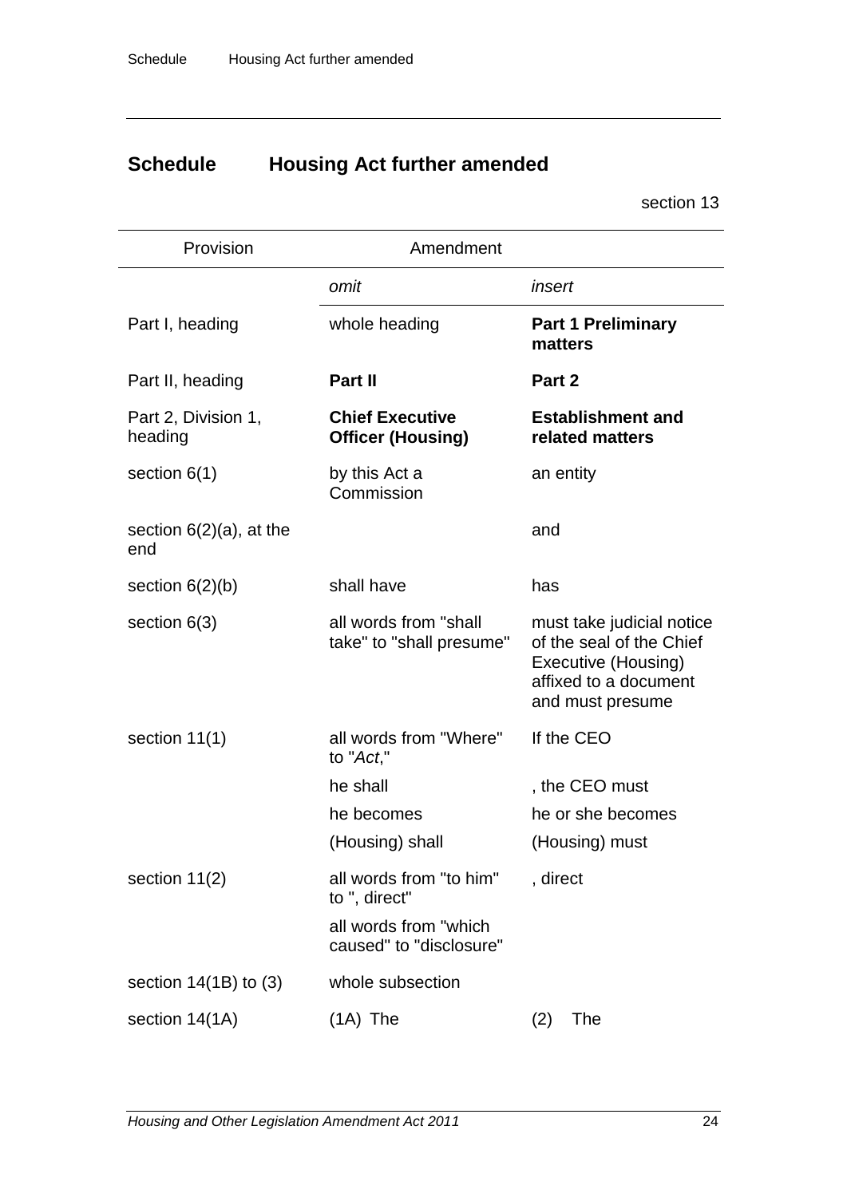# Schedule Housing Act further amended

section 13

| Provision | Amendment | |
|---|---|---|
| | *omit* | *insert* |
| Part I, heading | whole heading | **Part 1 Preliminary matters** |
| Part II, heading | **Part II** | **Part 2** |
| Part 2, Division 1, heading | **Chief Executive Officer (Housing)** | **Establishment and related matters** |
| section 6(1) | by this Act a Commission | an entity |
| section 6(2)(a), at the end | | and |
| section 6(2)(b) | shall have | has |
| section 6(3) | all words from "shall take" to "shall presume" | must take judicial notice of the seal of the Chief Executive (Housing) affixed to a document and must presume |
| section 11(1) | all words from "Where" to "*Act*," | If the CEO |
| | he shall | , the CEO must |
| | he becomes | he or she becomes |
| | (Housing) shall | (Housing) must |
| section 11(2) | all words from "to him" to ", direct" | , direct |
| | all words from "which caused" to "disclosure" | |
| section 14(1B) to (3) | whole subsection | |
| section 14(1A) | (1A) The | (2) The |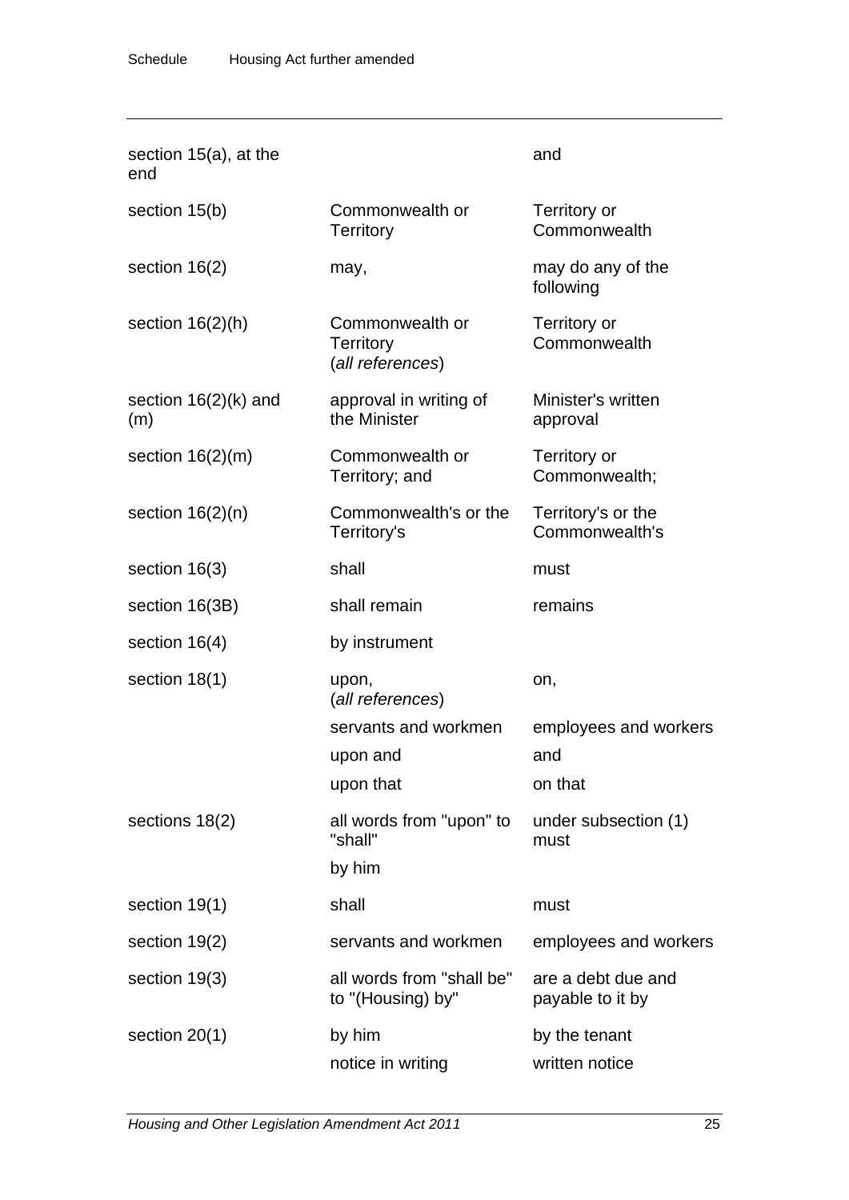| | | |
|---|---|---|
| section 15(a), at the end | | and |
| section 15(b) | Commonwealth or Territory | Territory or Commonwealth |
| section 16(2) | may, | may do any of the following |
| section 16(2)(h) | Commonwealth or Territory (*all references*) | Territory or Commonwealth |
| section 16(2)(k) and (m) | approval in writing of the Minister | Minister's written approval |
| section 16(2)(m) | Commonwealth or Territory; and | Territory or Commonwealth; |
| section 16(2)(n) | Commonwealth's or the Territory's | Territory's or the Commonwealth's |
| section 16(3) | shall | must |
| section 16(3B) | shall remain | remains |
| section 16(4) | by instrument | |
| section 18(1) | upon, (*all references*) | on, |
| | servants and workmen | employees and workers |
| | upon and | and |
| | upon that | on that |
| sections 18(2) | all words from "upon" to "shall" | under subsection (1) must |
| | by him | |
| section 19(1) | shall | must |
| section 19(2) | servants and workmen | employees and workers |
| section 19(3) | all words from "shall be" to "(Housing) by" | are a debt due and payable to it by |
| section 20(1) | by him | by the tenant |
| | notice in writing | written notice |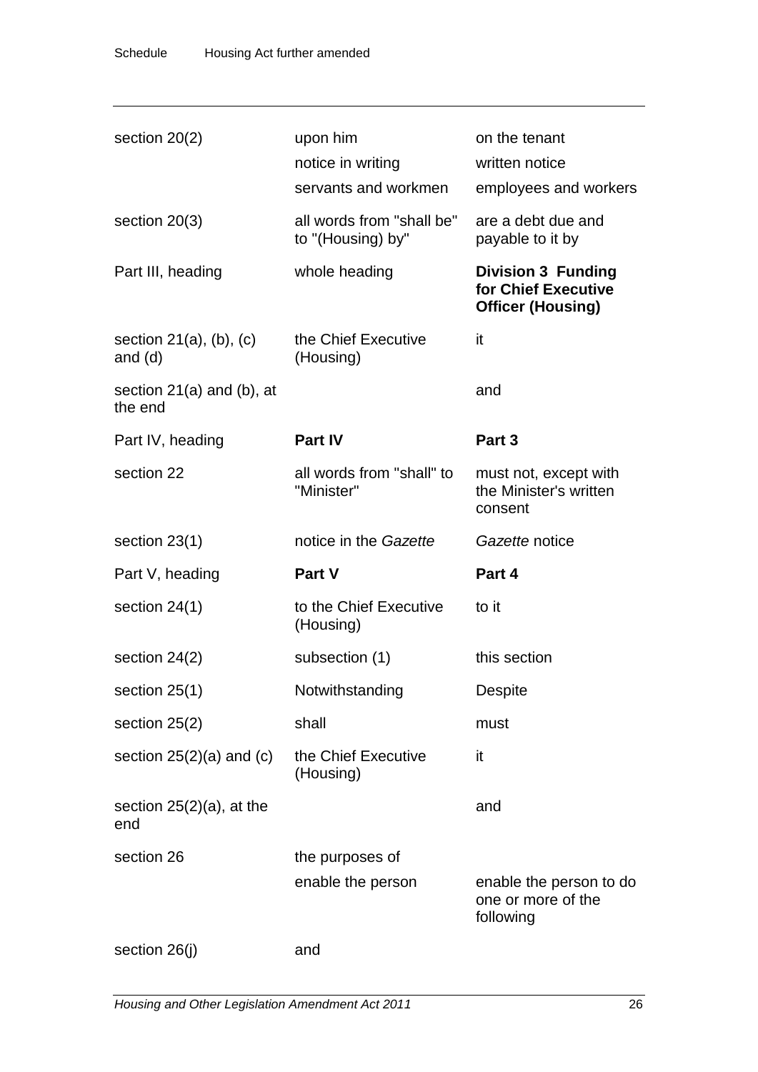| | | |
|---|---|---|
| section 20(2) | upon him | on the tenant |
| | notice in writing | written notice |
| | servants and workmen | employees and workers |
| section 20(3) | all words from "shall be" to "(Housing) by" | are a debt due and payable to it by |
| Part III, heading | whole heading | **Division 3 Funding for Chief Executive Officer (Housing)** |
| section 21(a), (b), (c) and (d) | the Chief Executive (Housing) | it |
| section 21(a) and (b), at the end | | and |
| Part IV, heading | **Part IV** | **Part 3** |
| section 22 | all words from "shall" to "Minister" | must not, except with the Minister's written consent |
| section 23(1) | notice in the *Gazette* | *Gazette* notice |
| Part V, heading | **Part V** | **Part 4** |
| section 24(1) | to the Chief Executive (Housing) | to it |
| section 24(2) | subsection (1) | this section |
| section 25(1) | Notwithstanding | Despite |
| section 25(2) | shall | must |
| section 25(2)(a) and (c) | the Chief Executive (Housing) | it |
| section 25(2)(a), at the end | | and |
| section 26 | the purposes of | |
| | enable the person | enable the person to do one or more of the following |
| section 26(j) | and | |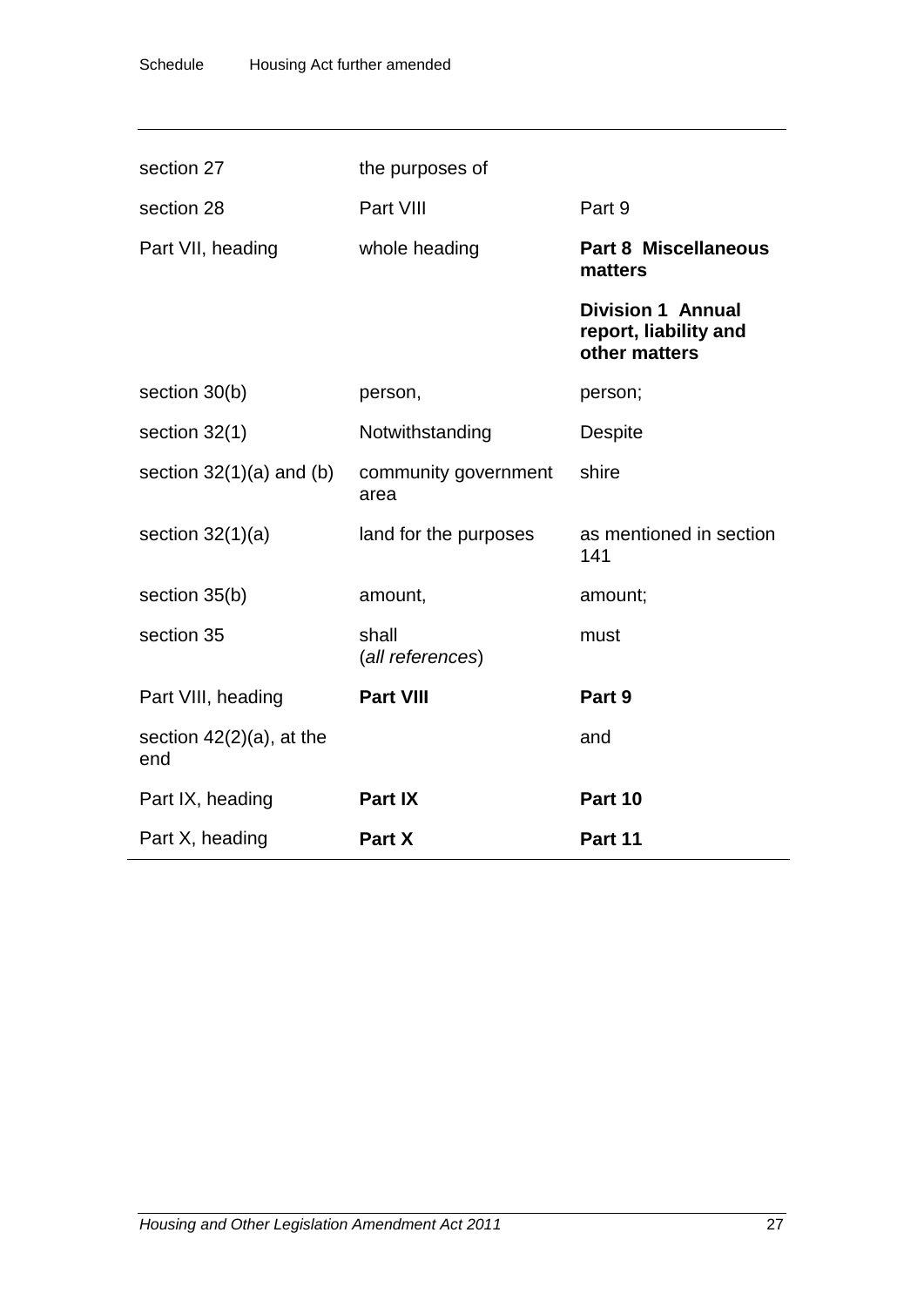| | | |
|---|---|---|
| section 27 | the purposes of | |
| section 28 | Part VIII | Part 9 |
| Part VII, heading | whole heading | **Part 8 Miscellaneous matters**<br><br>**Division 1 Annual report, liability and other matters** |
| section 30(b) | person, | person; |
| section 32(1) | Notwithstanding | Despite |
| section 32(1)(a) and (b) | community government area | shire |
| section 32(1)(a) | land for the purposes | as mentioned in section 141 |
| section 35(b) | amount, | amount; |
| section 35 | shall<br>(*all references*) | must |
| Part VIII, heading | **Part VIII** | **Part 9** |
| section 42(2)(a), at the end | | and |
| Part IX, heading | **Part IX** | **Part 10** |
| Part X, heading | **Part X** | **Part 11** |